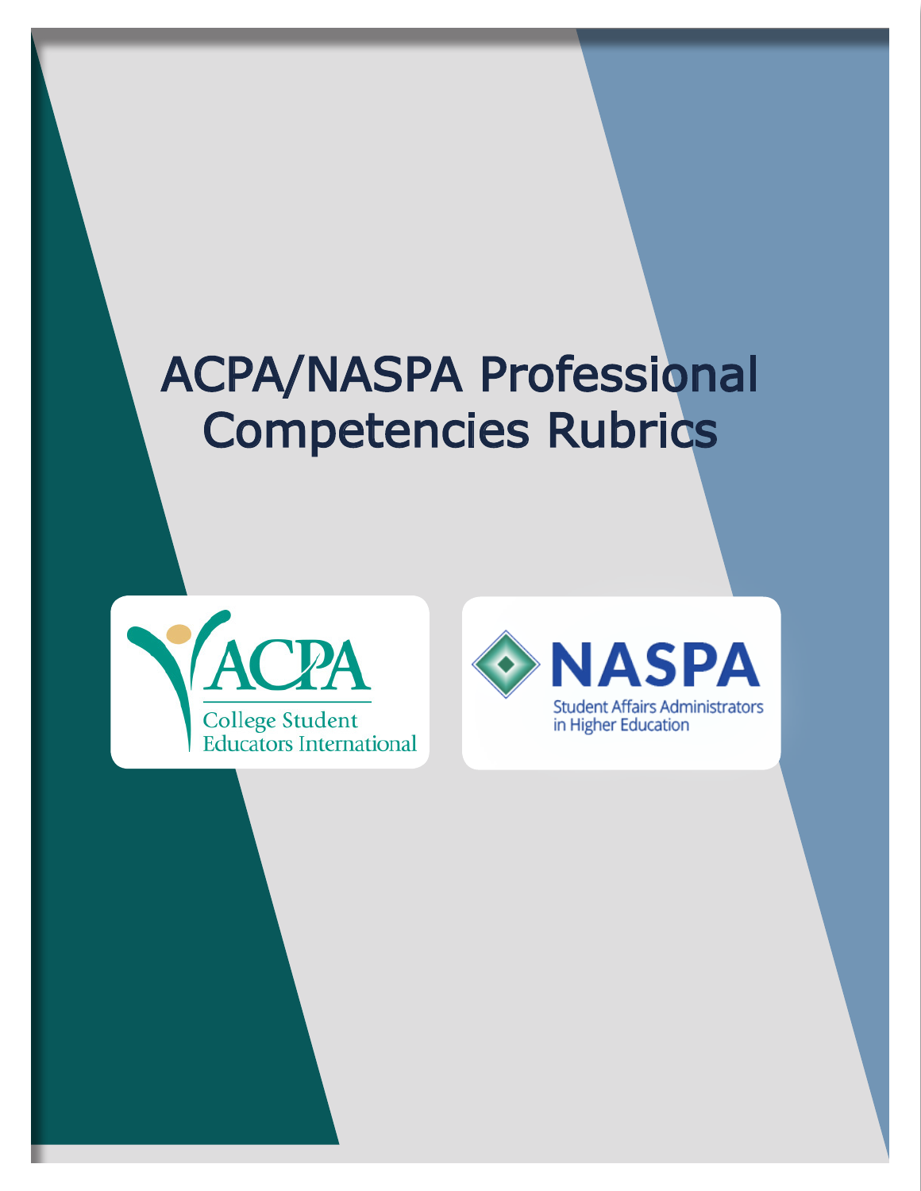# ACPA/NASPA Professional Competencies Rubrics

ACPA
College Student
Educators International

NASPA
Student Affairs Administrators
in Higher Education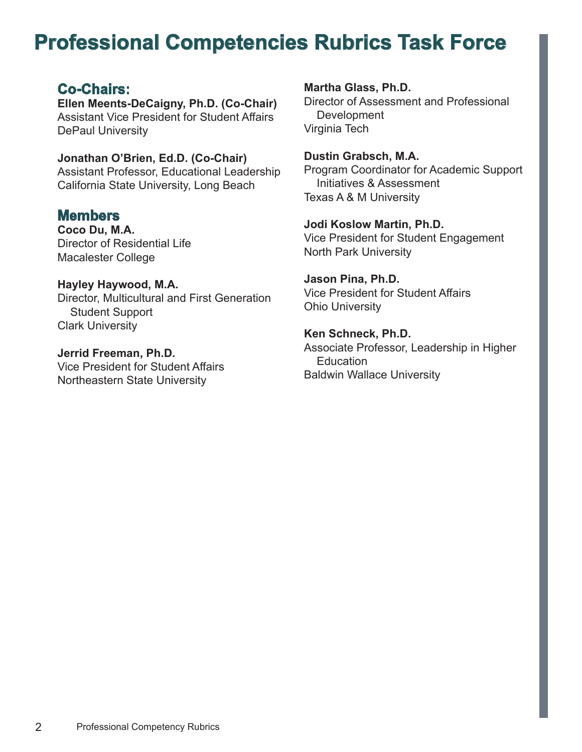# Professional Competencies Rubrics Task Force

## Co-Chairs:

**Ellen Meents-DeCaigny, Ph.D. (Co-Chair)**
Assistant Vice President for Student Affairs
DePaul University

**Jonathan O'Brien, Ed.D. (Co-Chair)**
Assistant Professor, Educational Leadership
California State University, Long Beach

## Members

**Coco Du, M.A.**
Director of Residential Life
Macalester College

**Hayley Haywood, M.A.**
Director, Multicultural and First Generation Student Support
Clark University

**Jerrid Freeman, Ph.D.**
Vice President for Student Affairs
Northeastern State University

**Martha Glass, Ph.D.**
Director of Assessment and Professional Development
Virginia Tech

**Dustin Grabsch, M.A.**
Program Coordinator for Academic Support Initiatives & Assessment
Texas A & M University

**Jodi Koslow Martin, Ph.D.**
Vice President for Student Engagement
North Park University

**Jason Pina, Ph.D.**
Vice President for Student Affairs
Ohio University

**Ken Schneck, Ph.D.**
Associate Professor, Leadership in Higher Education
Baldwin Wallace University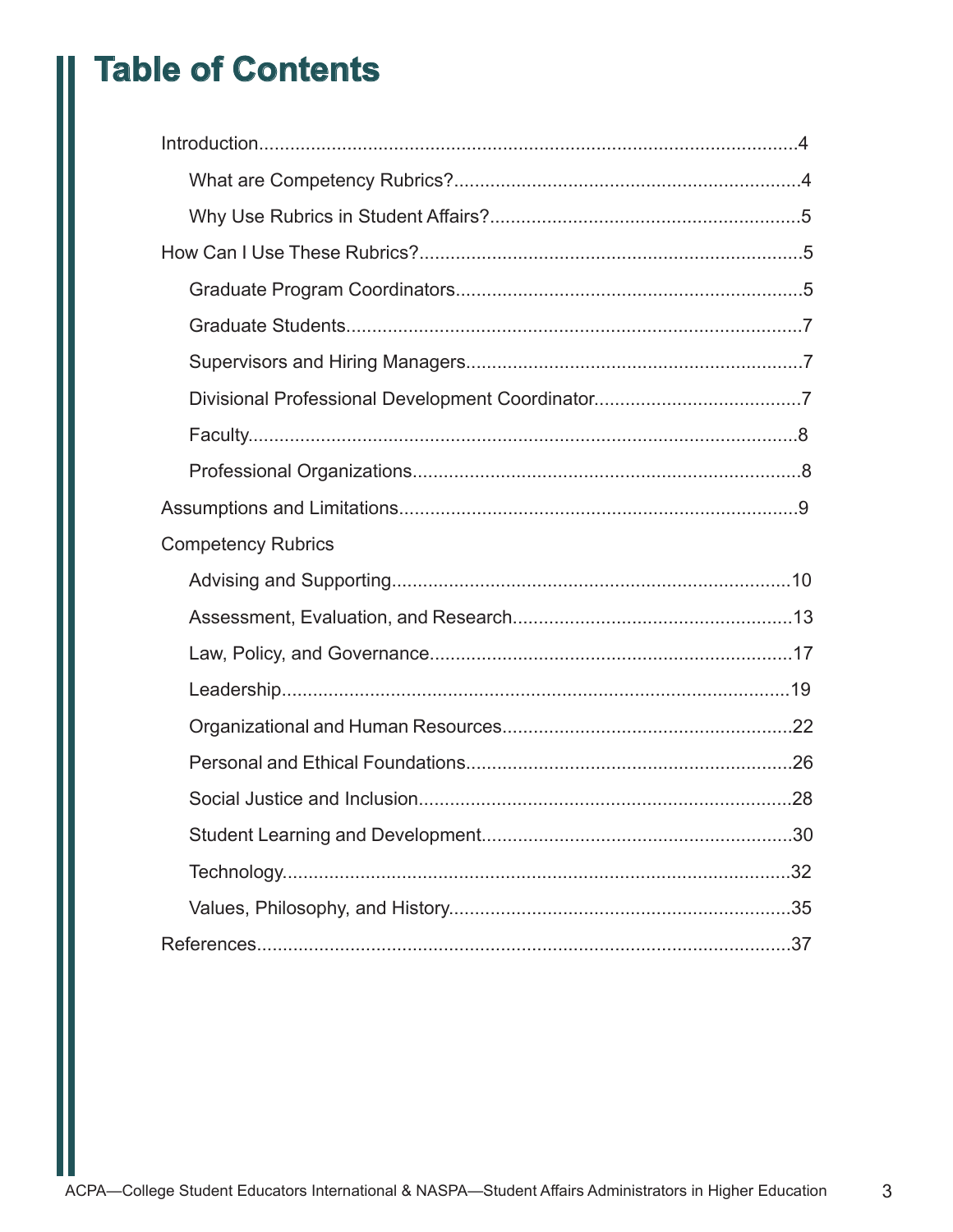# Table of Contents

- Introduction....................................................4
  - What are Competency Rubrics?....................................................4
  - Why Use Rubrics in Student Affairs?....................................................5
- How Can I Use These Rubrics?....................................................5
  - Graduate Program Coordinators....................................................5
  - Graduate Students....................................................7
  - Supervisors and Hiring Managers....................................................7
  - Divisional Professional Development Coordinator....................................................7
  - Faculty....................................................8
  - Professional Organizations....................................................8
- Assumptions and Limitations....................................................9
- Competency Rubrics
  - Advising and Supporting....................................................10
  - Assessment, Evaluation, and Research....................................................13
  - Law, Policy, and Governance....................................................17
  - Leadership....................................................19
  - Organizational and Human Resources....................................................22
  - Personal and Ethical Foundations....................................................26
  - Social Justice and Inclusion....................................................28
  - Student Learning and Development....................................................30
  - Technology....................................................32
  - Values, Philosophy, and History....................................................35
- References....................................................37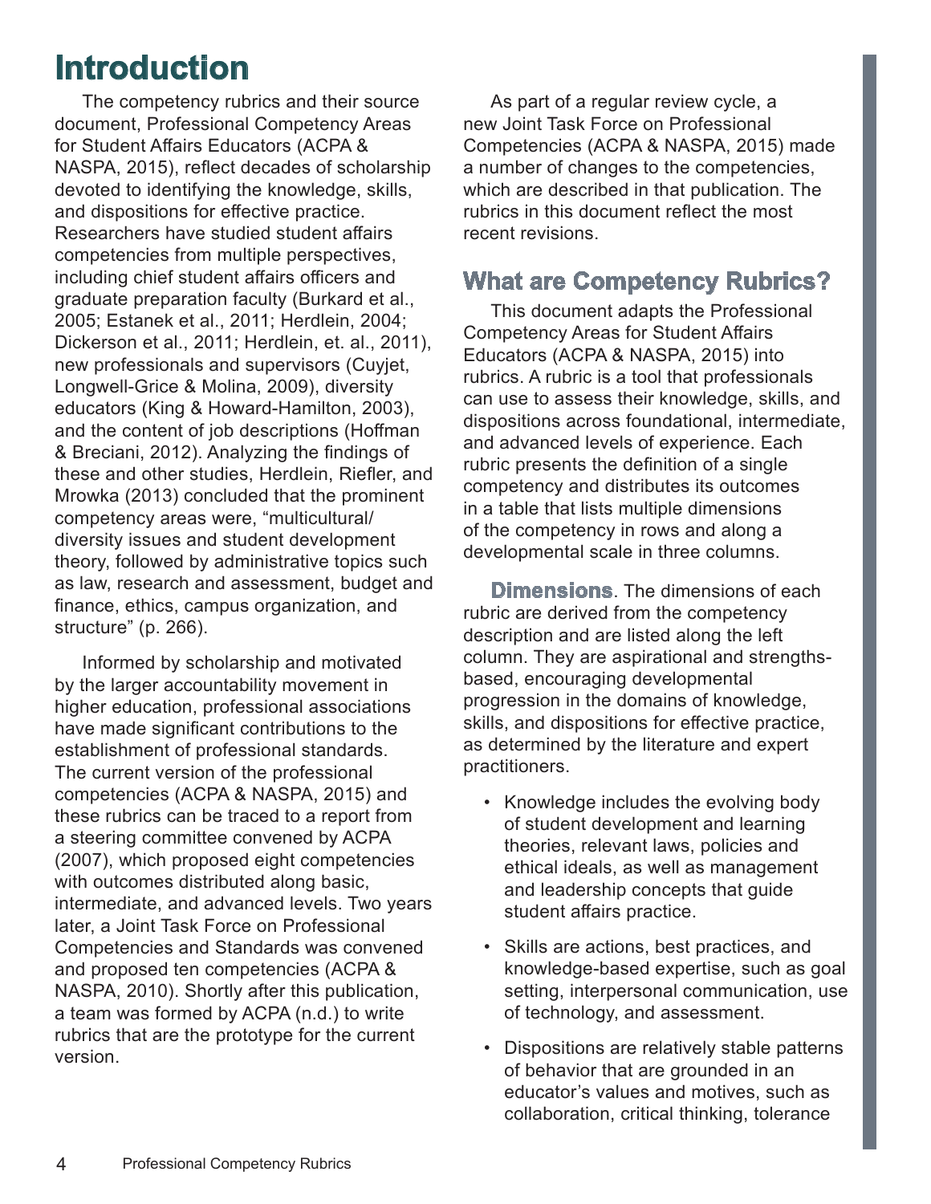# Introduction

The competency rubrics and their source document, Professional Competency Areas for Student Affairs Educators (ACPA & NASPA, 2015), reflect decades of scholarship devoted to identifying the knowledge, skills, and dispositions for effective practice. Researchers have studied student affairs competencies from multiple perspectives, including chief student affairs officers and graduate preparation faculty (Burkard et al., 2005; Estanek et al., 2011; Herdlein, 2004; Dickerson et al., 2011; Herdlein, et. al., 2011), new professionals and supervisors (Cuyjet, Longwell-Grice & Molina, 2009), diversity educators (King & Howard-Hamilton, 2003), and the content of job descriptions (Hoffman & Breciani, 2012). Analyzing the findings of these and other studies, Herdlein, Riefler, and Mrowka (2013) concluded that the prominent competency areas were, "multicultural/diversity issues and student development theory, followed by administrative topics such as law, research and assessment, budget and finance, ethics, campus organization, and structure" (p. 266).

Informed by scholarship and motivated by the larger accountability movement in higher education, professional associations have made significant contributions to the establishment of professional standards. The current version of the professional competencies (ACPA & NASPA, 2015) and these rubrics can be traced to a report from a steering committee convened by ACPA (2007), which proposed eight competencies with outcomes distributed along basic, intermediate, and advanced levels. Two years later, a Joint Task Force on Professional Competencies and Standards was convened and proposed ten competencies (ACPA & NASPA, 2010). Shortly after this publication, a team was formed by ACPA (n.d.) to write rubrics that are the prototype for the current version.

As part of a regular review cycle, a new Joint Task Force on Professional Competencies (ACPA & NASPA, 2015) made a number of changes to the competencies, which are described in that publication. The rubrics in this document reflect the most recent revisions.

## What are Competency Rubrics?

This document adapts the Professional Competency Areas for Student Affairs Educators (ACPA & NASPA, 2015) into rubrics. A rubric is a tool that professionals can use to assess their knowledge, skills, and dispositions across foundational, intermediate, and advanced levels of experience. Each rubric presents the definition of a single competency and distributes its outcomes in a table that lists multiple dimensions of the competency in rows and along a developmental scale in three columns.

**Dimensions**. The dimensions of each rubric are derived from the competency description and are listed along the left column. They are aspirational and strengths-based, encouraging developmental progression in the domains of knowledge, skills, and dispositions for effective practice, as determined by the literature and expert practitioners.

- Knowledge includes the evolving body of student development and learning theories, relevant laws, policies and ethical ideals, as well as management and leadership concepts that guide student affairs practice.
- Skills are actions, best practices, and knowledge-based expertise, such as goal setting, interpersonal communication, use of technology, and assessment.
- Dispositions are relatively stable patterns of behavior that are grounded in an educator's values and motives, such as collaboration, critical thinking, tolerance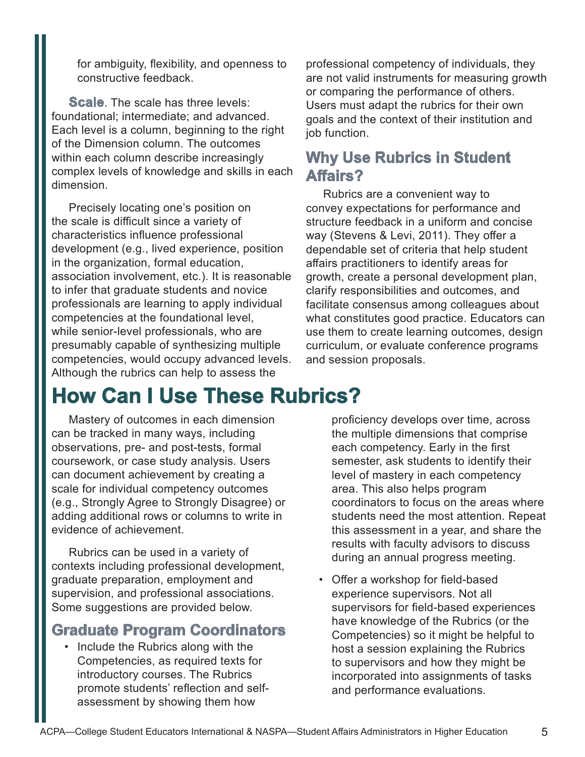for ambiguity, flexibility, and openness to constructive feedback.

**Scale**. The scale has three levels: foundational; intermediate; and advanced. Each level is a column, beginning to the right of the Dimension column. The outcomes within each column describe increasingly complex levels of knowledge and skills in each dimension.

Precisely locating one's position on the scale is difficult since a variety of characteristics influence professional development (e.g., lived experience, position in the organization, formal education, association involvement, etc.). It is reasonable to infer that graduate students and novice professionals are learning to apply individual competencies at the foundational level, while senior-level professionals, who are presumably capable of synthesizing multiple competencies, would occupy advanced levels. Although the rubrics can help to assess the professional competency of individuals, they are not valid instruments for measuring growth or comparing the performance of others. Users must adapt the rubrics for their own goals and the context of their institution and job function.

## Why Use Rubrics in Student Affairs?

Rubrics are a convenient way to convey expectations for performance and structure feedback in a uniform and concise way (Stevens & Levi, 2011). They offer a dependable set of criteria that help student affairs practitioners to identify areas for growth, create a personal development plan, clarify responsibilities and outcomes, and facilitate consensus among colleagues about what constitutes good practice. Educators can use them to create learning outcomes, design curriculum, or evaluate conference programs and session proposals.

# How Can I Use These Rubrics?

Mastery of outcomes in each dimension can be tracked in many ways, including observations, pre- and post-tests, formal coursework, or case study analysis. Users can document achievement by creating a scale for individual competency outcomes (e.g., Strongly Agree to Strongly Disagree) or adding additional rows or columns to write in evidence of achievement.

Rubrics can be used in a variety of contexts including professional development, graduate preparation, employment and supervision, and professional associations. Some suggestions are provided below.

## Graduate Program Coordinators

- Include the Rubrics along with the Competencies, as required texts for introductory courses. The Rubrics promote students' reflection and self-assessment by showing them how proficiency develops over time, across the multiple dimensions that comprise each competency. Early in the first semester, ask students to identify their level of mastery in each competency area. This also helps program coordinators to focus on the areas where students need the most attention. Repeat this assessment in a year, and share the results with faculty advisors to discuss during an annual progress meeting.
- Offer a workshop for field-based experience supervisors. Not all supervisors for field-based experiences have knowledge of the Rubrics (or the Competencies) so it might be helpful to host a session explaining the Rubrics to supervisors and how they might be incorporated into assignments of tasks and performance evaluations.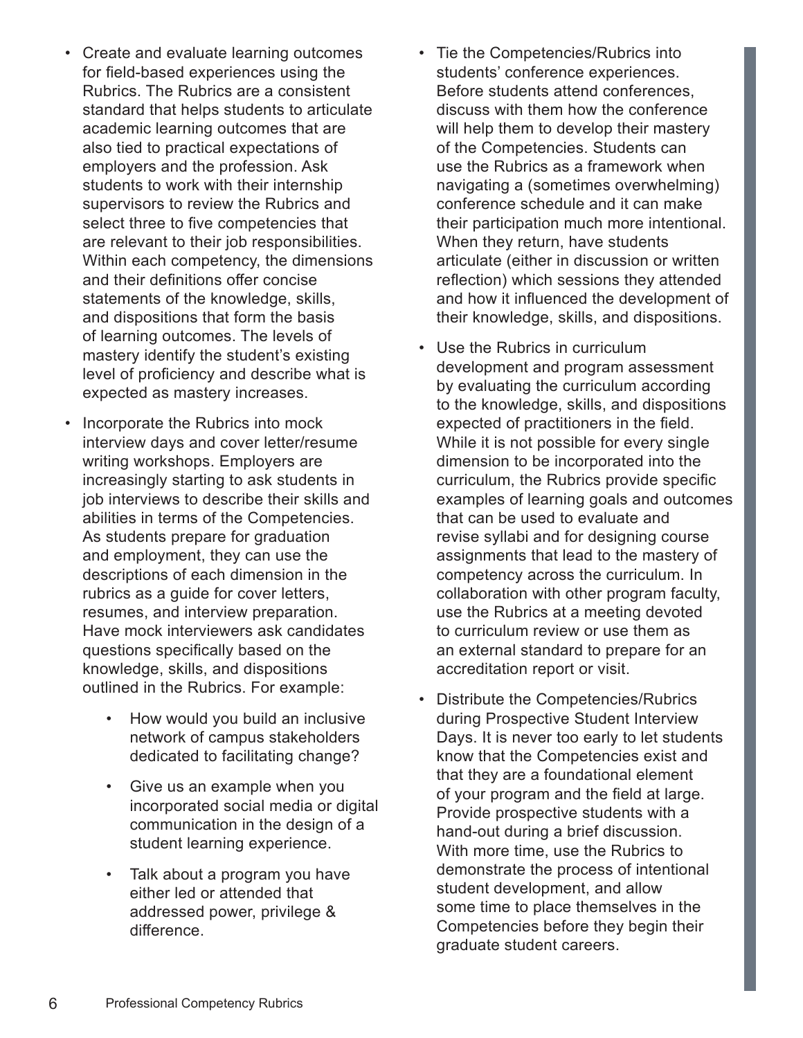- Create and evaluate learning outcomes for field-based experiences using the Rubrics. The Rubrics are a consistent standard that helps students to articulate academic learning outcomes that are also tied to practical expectations of employers and the profession. Ask students to work with their internship supervisors to review the Rubrics and select three to five competencies that are relevant to their job responsibilities. Within each competency, the dimensions and their definitions offer concise statements of the knowledge, skills, and dispositions that form the basis of learning outcomes. The levels of mastery identify the student's existing level of proficiency and describe what is expected as mastery increases.
- Incorporate the Rubrics into mock interview days and cover letter/resume writing workshops. Employers are increasingly starting to ask students in job interviews to describe their skills and abilities in terms of the Competencies. As students prepare for graduation and employment, they can use the descriptions of each dimension in the rubrics as a guide for cover letters, resumes, and interview preparation. Have mock interviewers ask candidates questions specifically based on the knowledge, skills, and dispositions outlined in the Rubrics. For example:
    - How would you build an inclusive network of campus stakeholders dedicated to facilitating change?
    - Give us an example when you incorporated social media or digital communication in the design of a student learning experience.
    - Talk about a program you have either led or attended that addressed power, privilege & difference.
- Tie the Competencies/Rubrics into students' conference experiences. Before students attend conferences, discuss with them how the conference will help them to develop their mastery of the Competencies. Students can use the Rubrics as a framework when navigating a (sometimes overwhelming) conference schedule and it can make their participation much more intentional. When they return, have students articulate (either in discussion or written reflection) which sessions they attended and how it influenced the development of their knowledge, skills, and dispositions.
- Use the Rubrics in curriculum development and program assessment by evaluating the curriculum according to the knowledge, skills, and dispositions expected of practitioners in the field. While it is not possible for every single dimension to be incorporated into the curriculum, the Rubrics provide specific examples of learning goals and outcomes that can be used to evaluate and revise syllabi and for designing course assignments that lead to the mastery of competency across the curriculum. In collaboration with other program faculty, use the Rubrics at a meeting devoted to curriculum review or use them as an external standard to prepare for an accreditation report or visit.
- Distribute the Competencies/Rubrics during Prospective Student Interview Days. It is never too early to let students know that the Competencies exist and that they are a foundational element of your program and the field at large. Provide prospective students with a hand-out during a brief discussion. With more time, use the Rubrics to demonstrate the process of intentional student development, and allow some time to place themselves in the Competencies before they begin their graduate student careers.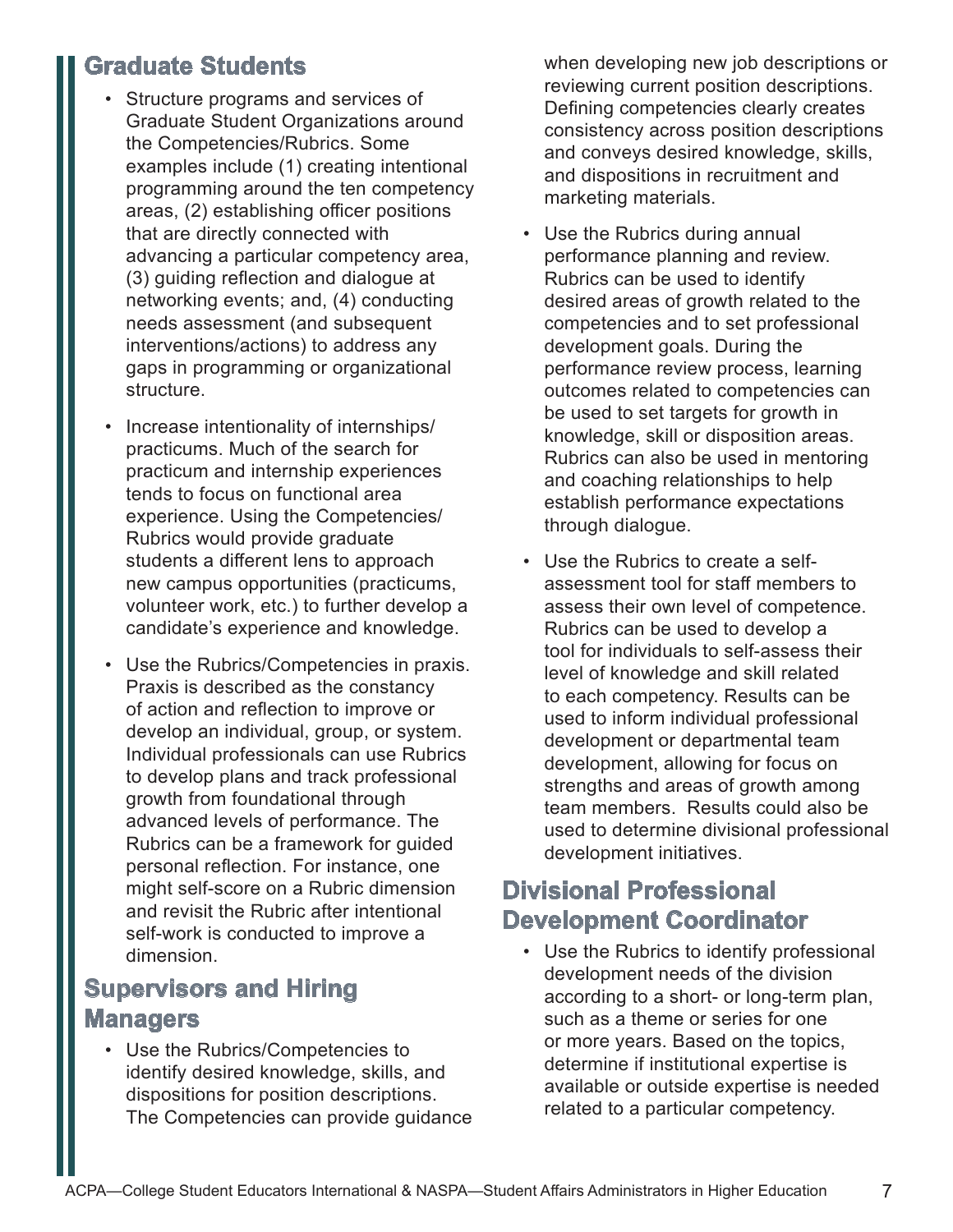## Graduate Students

- Structure programs and services of Graduate Student Organizations around the Competencies/Rubrics. Some examples include (1) creating intentional programming around the ten competency areas, (2) establishing officer positions that are directly connected with advancing a particular competency area, (3) guiding reflection and dialogue at networking events; and, (4) conducting needs assessment (and subsequent interventions/actions) to address any gaps in programming or organizational structure.

- Increase intentionality of internships/practicums. Much of the search for practicum and internship experiences tends to focus on functional area experience. Using the Competencies/Rubrics would provide graduate students a different lens to approach new campus opportunities (practicums, volunteer work, etc.) to further develop a candidate's experience and knowledge.

- Use the Rubrics/Competencies in praxis. Praxis is described as the constancy of action and reflection to improve or develop an individual, group, or system. Individual professionals can use Rubrics to develop plans and track professional growth from foundational through advanced levels of performance. The Rubrics can be a framework for guided personal reflection. For instance, one might self-score on a Rubric dimension and revisit the Rubric after intentional self-work is conducted to improve a dimension.

## Supervisors and Hiring Managers

- Use the Rubrics/Competencies to identify desired knowledge, skills, and dispositions for position descriptions. The Competencies can provide guidance when developing new job descriptions or reviewing current position descriptions. Defining competencies clearly creates consistency across position descriptions and conveys desired knowledge, skills, and dispositions in recruitment and marketing materials.

- Use the Rubrics during annual performance planning and review. Rubrics can be used to identify desired areas of growth related to the competencies and to set professional development goals. During the performance review process, learning outcomes related to competencies can be used to set targets for growth in knowledge, skill or disposition areas. Rubrics can also be used in mentoring and coaching relationships to help establish performance expectations through dialogue.

- Use the Rubrics to create a self-assessment tool for staff members to assess their own level of competence. Rubrics can be used to develop a tool for individuals to self-assess their level of knowledge and skill related to each competency. Results can be used to inform individual professional development or departmental team development, allowing for focus on strengths and areas of growth among team members. Results could also be used to determine divisional professional development initiatives.

## Divisional Professional Development Coordinator

- Use the Rubrics to identify professional development needs of the division according to a short- or long-term plan, such as a theme or series for one or more years. Based on the topics, determine if institutional expertise is available or outside expertise is needed related to a particular competency.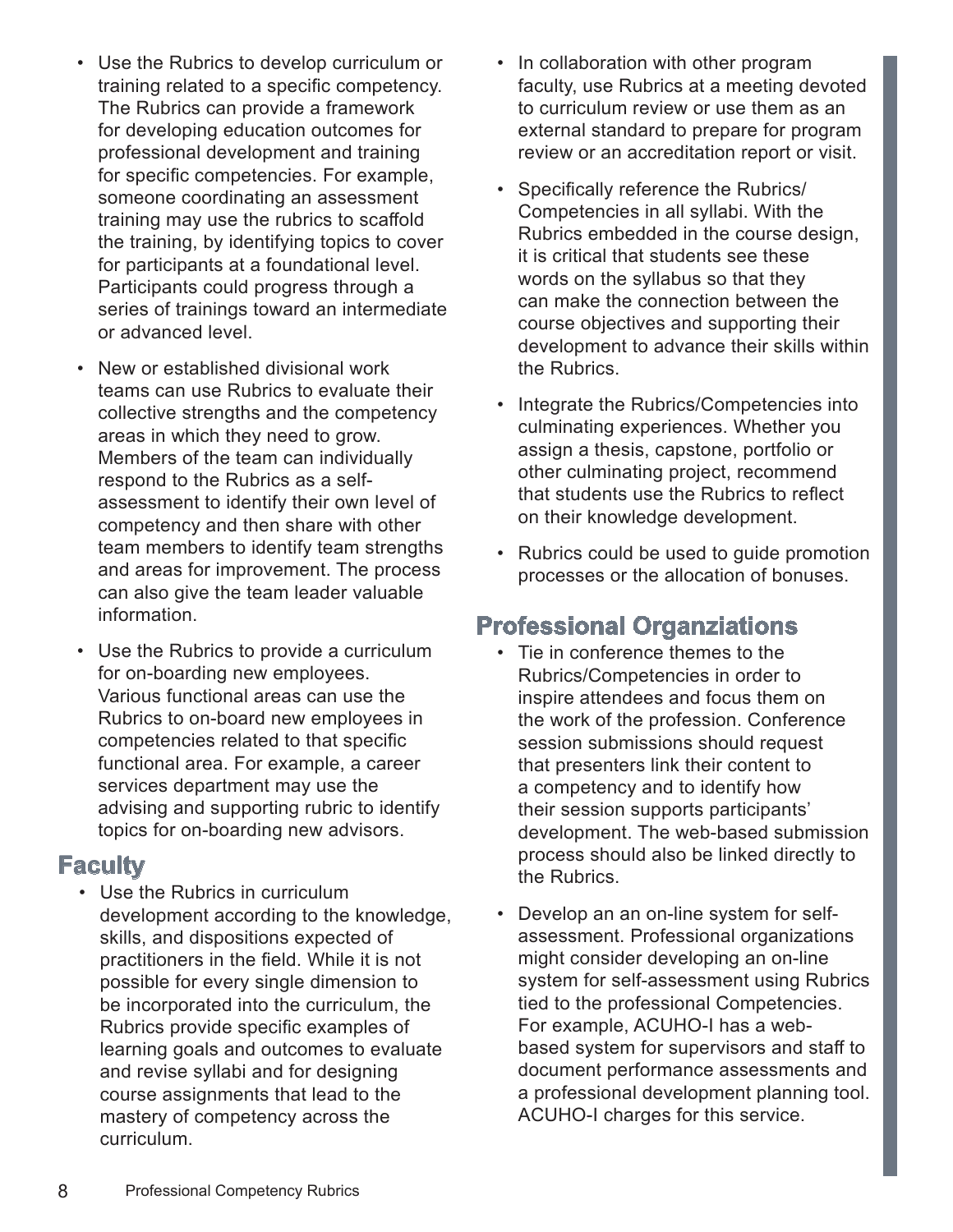- Use the Rubrics to develop curriculum or training related to a specific competency. The Rubrics can provide a framework for developing education outcomes for professional development and training for specific competencies. For example, someone coordinating an assessment training may use the rubrics to scaffold the training, by identifying topics to cover for participants at a foundational level. Participants could progress through a series of trainings toward an intermediate or advanced level.
- New or established divisional work teams can use Rubrics to evaluate their collective strengths and the competency areas in which they need to grow. Members of the team can individually respond to the Rubrics as a self-assessment to identify their own level of competency and then share with other team members to identify team strengths and areas for improvement. The process can also give the team leader valuable information.
- Use the Rubrics to provide a curriculum for on-boarding new employees. Various functional areas can use the Rubrics to on-board new employees in competencies related to that specific functional area. For example, a career services department may use the advising and supporting rubric to identify topics for on-boarding new advisors.

## Faculty

- Use the Rubrics in curriculum development according to the knowledge, skills, and dispositions expected of practitioners in the field. While it is not possible for every single dimension to be incorporated into the curriculum, the Rubrics provide specific examples of learning goals and outcomes to evaluate and revise syllabi and for designing course assignments that lead to the mastery of competency across the curriculum.
- In collaboration with other program faculty, use Rubrics at a meeting devoted to curriculum review or use them as an external standard to prepare for program review or an accreditation report or visit.
- Specifically reference the Rubrics/ Competencies in all syllabi. With the Rubrics embedded in the course design, it is critical that students see these words on the syllabus so that they can make the connection between the course objectives and supporting their development to advance their skills within the Rubrics.
- Integrate the Rubrics/Competencies into culminating experiences. Whether you assign a thesis, capstone, portfolio or other culminating project, recommend that students use the Rubrics to reflect on their knowledge development.
- Rubrics could be used to guide promotion processes or the allocation of bonuses.

## Professional Organziations

- Tie in conference themes to the Rubrics/Competencies in order to inspire attendees and focus them on the work of the profession. Conference session submissions should request that presenters link their content to a competency and to identify how their session supports participants' development. The web-based submission process should also be linked directly to the Rubrics.
- Develop an an on-line system for self-assessment. Professional organizations might consider developing an on-line system for self-assessment using Rubrics tied to the professional Competencies. For example, ACUHO-I has a web-based system for supervisors and staff to document performance assessments and a professional development planning tool. ACUHO-I charges for this service.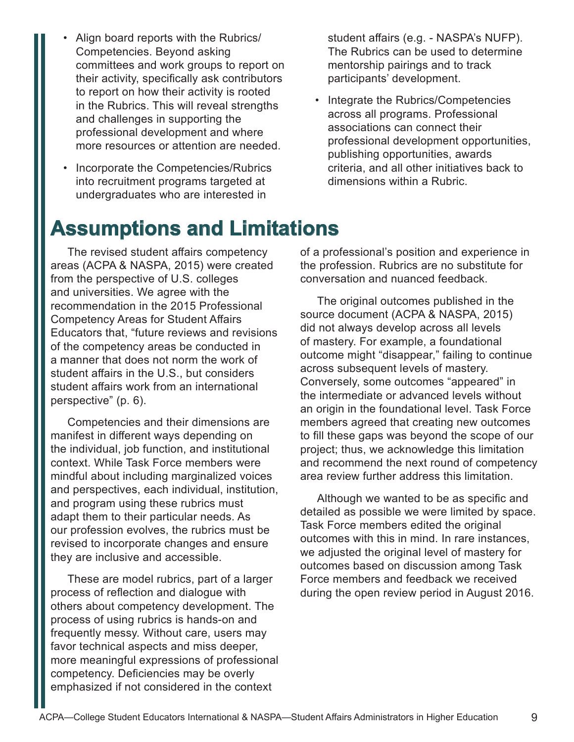- Align board reports with the Rubrics/ Competencies. Beyond asking committees and work groups to report on their activity, specifically ask contributors to report on how their activity is rooted in the Rubrics. This will reveal strengths and challenges in supporting the professional development and where more resources or attention are needed.
- Incorporate the Competencies/Rubrics into recruitment programs targeted at undergraduates who are interested in student affairs (e.g. - NASPA's NUFP). The Rubrics can be used to determine mentorship pairings and to track participants' development.
- Integrate the Rubrics/Competencies across all programs. Professional associations can connect their professional development opportunities, publishing opportunities, awards criteria, and all other initiatives back to dimensions within a Rubric.

# Assumptions and Limitations

The revised student affairs competency areas (ACPA & NASPA, 2015) were created from the perspective of U.S. colleges and universities. We agree with the recommendation in the 2015 Professional Competency Areas for Student Affairs Educators that, "future reviews and revisions of the competency areas be conducted in a manner that does not norm the work of student affairs in the U.S., but considers student affairs work from an international perspective" (p. 6).

Competencies and their dimensions are manifest in different ways depending on the individual, job function, and institutional context. While Task Force members were mindful about including marginalized voices and perspectives, each individual, institution, and program using these rubrics must adapt them to their particular needs. As our profession evolves, the rubrics must be revised to incorporate changes and ensure they are inclusive and accessible.

These are model rubrics, part of a larger process of reflection and dialogue with others about competency development. The process of using rubrics is hands-on and frequently messy. Without care, users may favor technical aspects and miss deeper, more meaningful expressions of professional competency. Deficiencies may be overly emphasized if not considered in the context of a professional's position and experience in the profession. Rubrics are no substitute for conversation and nuanced feedback.

The original outcomes published in the source document (ACPA & NASPA, 2015) did not always develop across all levels of mastery. For example, a foundational outcome might "disappear," failing to continue across subsequent levels of mastery. Conversely, some outcomes "appeared" in the intermediate or advanced levels without an origin in the foundational level. Task Force members agreed that creating new outcomes to fill these gaps was beyond the scope of our project; thus, we acknowledge this limitation and recommend the next round of competency area review further address this limitation.

Although we wanted to be as specific and detailed as possible we were limited by space. Task Force members edited the original outcomes with this in mind. In rare instances, we adjusted the original level of mastery for outcomes based on discussion among Task Force members and feedback we received during the open review period in August 2016.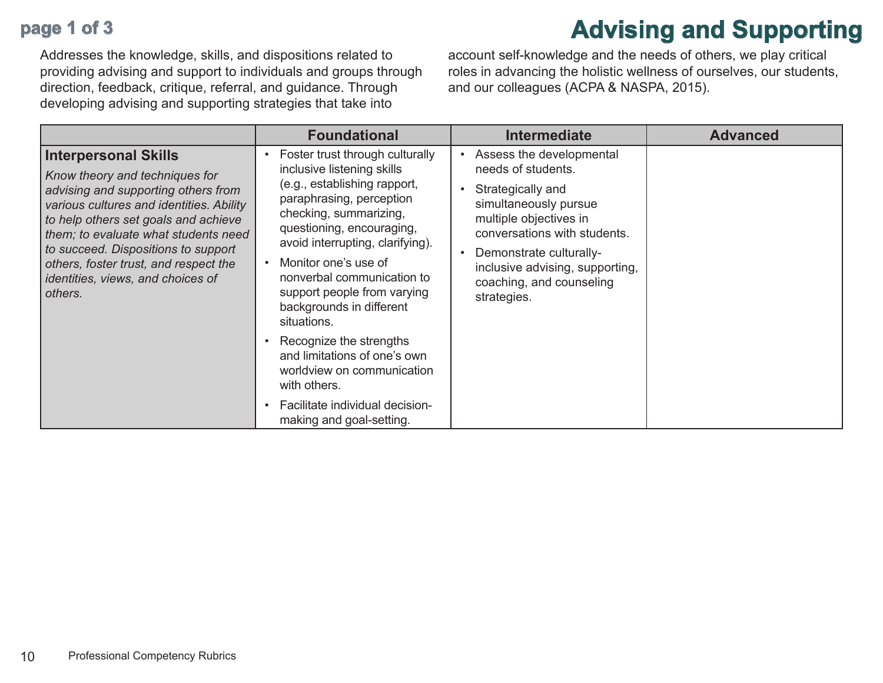# Advising and Supporting

Addresses the knowledge, skills, and dispositions related to providing advising and support to individuals and groups through direction, feedback, critique, referral, and guidance. Through developing advising and supporting strategies that take into account self-knowledge and the needs of others, we play critical roles in advancing the holistic wellness of ourselves, our students, and our colleagues (ACPA & NASPA, 2015).

| | Foundational | Intermediate | Advanced |
|---|---|---|---|
| **Interpersonal Skills**<br>*Know theory and techniques for advising and supporting others from various cultures and identities. Ability to help others set goals and achieve them; to evaluate what students need to succeed. Dispositions to support others, foster trust, and respect the identities, views, and choices of others.* | • Foster trust through culturally inclusive listening skills (e.g., establishing rapport, paraphrasing, perception checking, summarizing, questioning, encouraging, avoid interrupting, clarifying).<br>• Monitor one's use of nonverbal communication to support people from varying backgrounds in different situations.<br>• Recognize the strengths and limitations of one's own worldview on communication with others.<br>• Facilitate individual decision-making and goal-setting. | • Assess the developmental needs of students.<br>• Strategically and simultaneously pursue multiple objectives in conversations with students.<br>• Demonstrate culturally-inclusive advising, supporting, coaching, and counseling strategies. | |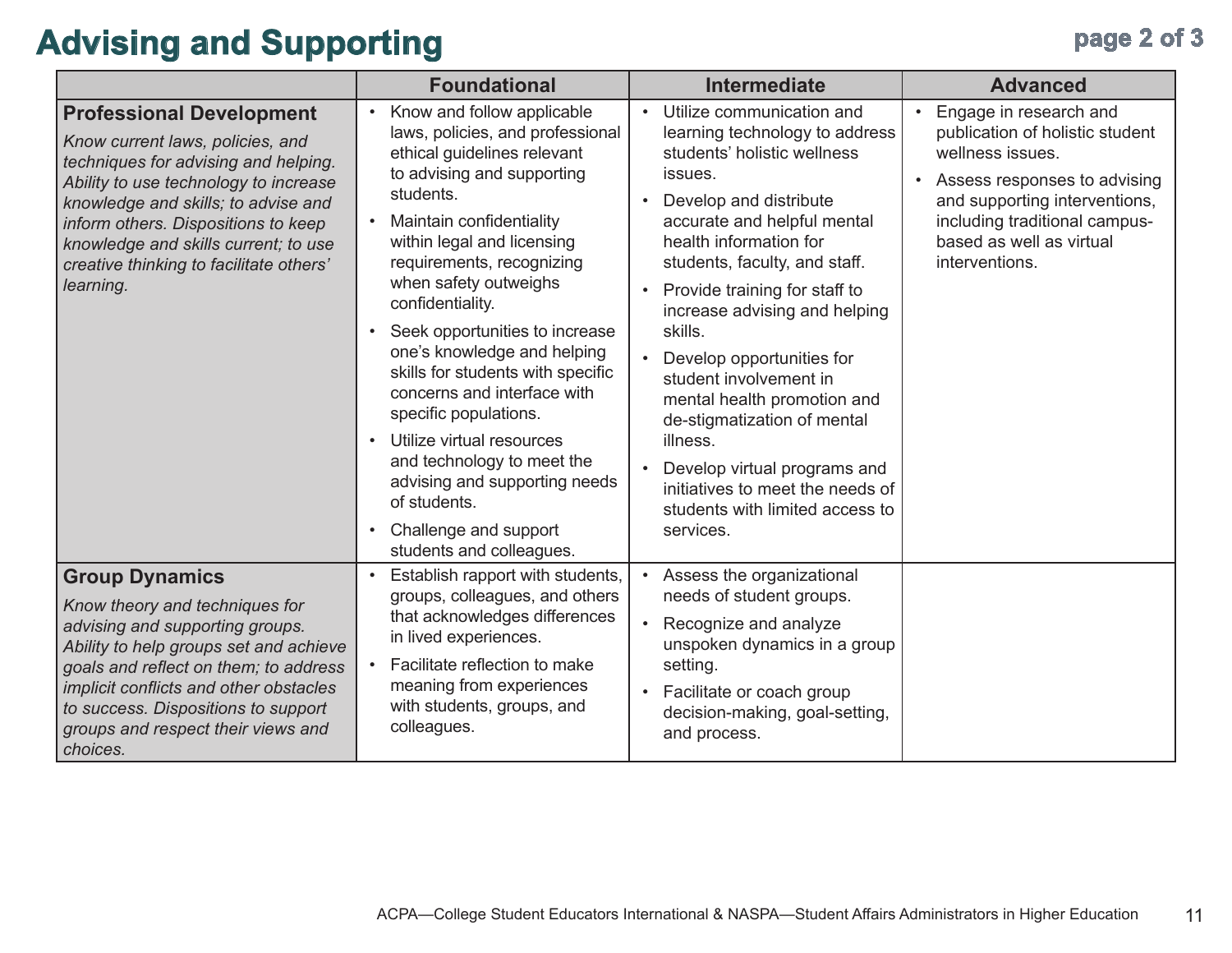# Advising and Supporting

| | Foundational | Intermediate | Advanced |
|---|---|---|---|
| **Professional Development**<br>*Know current laws, policies, and techniques for advising and helping. Ability to use technology to increase knowledge and skills; to advise and inform others. Dispositions to keep knowledge and skills current; to use creative thinking to facilitate others' learning.* | • Know and follow applicable laws, policies, and professional ethical guidelines relevant to advising and supporting students.<br>• Maintain confidentiality within legal and licensing requirements, recognizing when safety outweighs confidentiality.<br>• Seek opportunities to increase one's knowledge and helping skills for students with specific concerns and interface with specific populations.<br>• Utilize virtual resources and technology to meet the advising and supporting needs of students.<br>• Challenge and support students and colleagues. | • Utilize communication and learning technology to address students' holistic wellness issues.<br>• Develop and distribute accurate and helpful mental health information for students, faculty, and staff.<br>• Provide training for staff to increase advising and helping skills.<br>• Develop opportunities for student involvement in mental health promotion and de-stigmatization of mental illness.<br>• Develop virtual programs and initiatives to meet the needs of students with limited access to services. | • Engage in research and publication of holistic student wellness issues.<br>• Assess responses to advising and supporting interventions, including traditional campus-based as well as virtual interventions. |
| **Group Dynamics**<br>*Know theory and techniques for advising and supporting groups. Ability to help groups set and achieve goals and reflect on them; to address implicit conflicts and other obstacles to success. Dispositions to support groups and respect their views and choices.* | • Establish rapport with students, groups, colleagues, and others that acknowledges differences in lived experiences.<br>• Facilitate reflection to make meaning from experiences with students, groups, and colleagues. | • Assess the organizational needs of student groups.<br>• Recognize and analyze unspoken dynamics in a group setting.<br>• Facilitate or coach group decision-making, goal-setting, and process. | |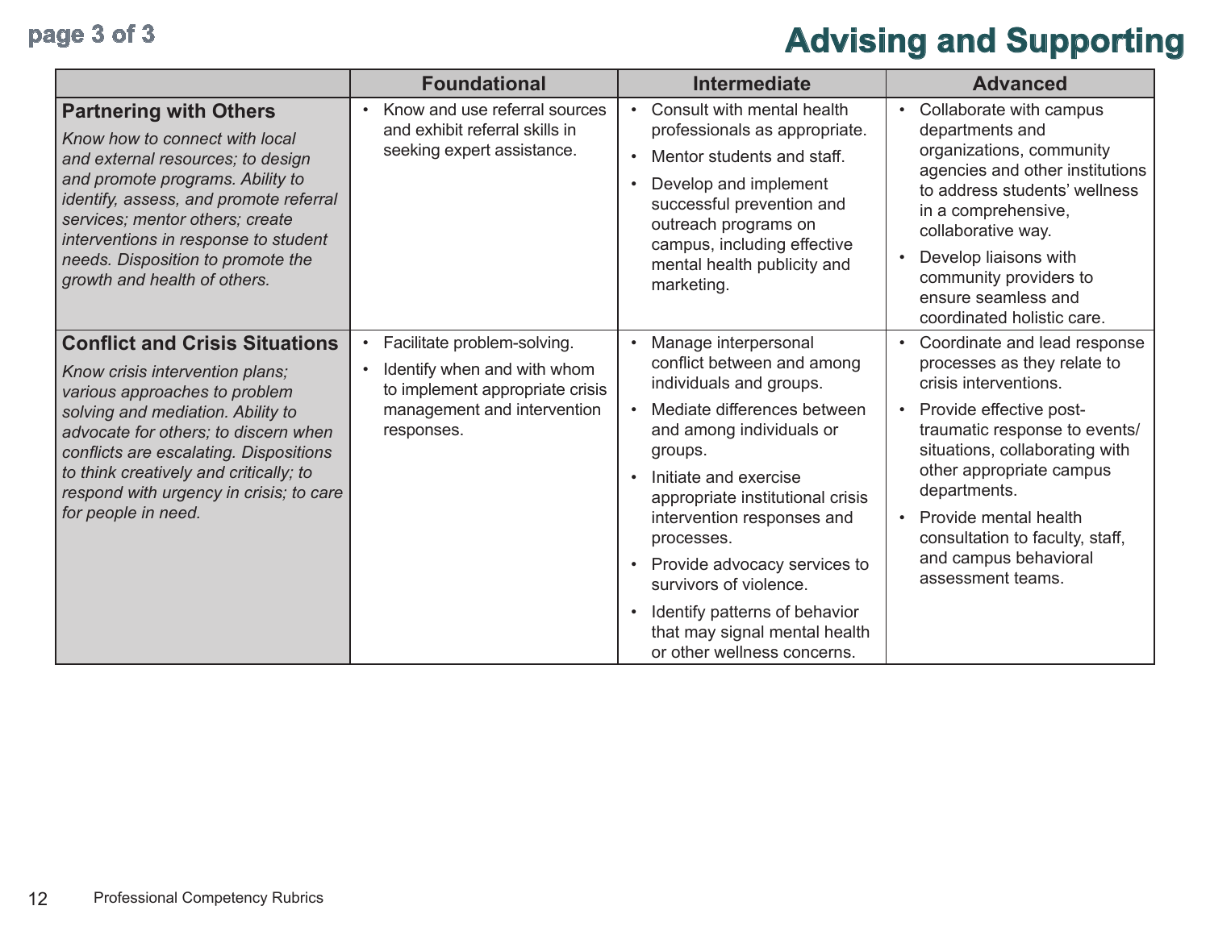# Advising and Supporting

| | Foundational | Intermediate | Advanced |
|---|---|---|---|
| **Partnering with Others**<br>*Know how to connect with local and external resources; to design and promote programs. Ability to identify, assess, and promote referral services; mentor others; create interventions in response to student needs. Disposition to promote the growth and health of others.* | • Know and use referral sources and exhibit referral skills in seeking expert assistance. | • Consult with mental health professionals as appropriate.<br>• Mentor students and staff.<br>• Develop and implement successful prevention and outreach programs on campus, including effective mental health publicity and marketing. | • Collaborate with campus departments and organizations, community agencies and other institutions to address students' wellness in a comprehensive, collaborative way.<br>• Develop liaisons with community providers to ensure seamless and coordinated holistic care. |
| **Conflict and Crisis Situations**<br>*Know crisis intervention plans; various approaches to problem solving and mediation. Ability to advocate for others; to discern when conflicts are escalating. Dispositions to think creatively and critically; to respond with urgency in crisis; to care for people in need.* | • Facilitate problem-solving.<br>• Identify when and with whom to implement appropriate crisis management and intervention responses. | • Manage interpersonal conflict between and among individuals and groups.<br>• Mediate differences between and among individuals or groups.<br>• Initiate and exercise appropriate institutional crisis intervention responses and processes.<br>• Provide advocacy services to survivors of violence.<br>• Identify patterns of behavior that may signal mental health or other wellness concerns. | • Coordinate and lead response processes as they relate to crisis interventions.<br>• Provide effective post-traumatic response to events/situations, collaborating with other appropriate campus departments.<br>• Provide mental health consultation to faculty, staff, and campus behavioral assessment teams. |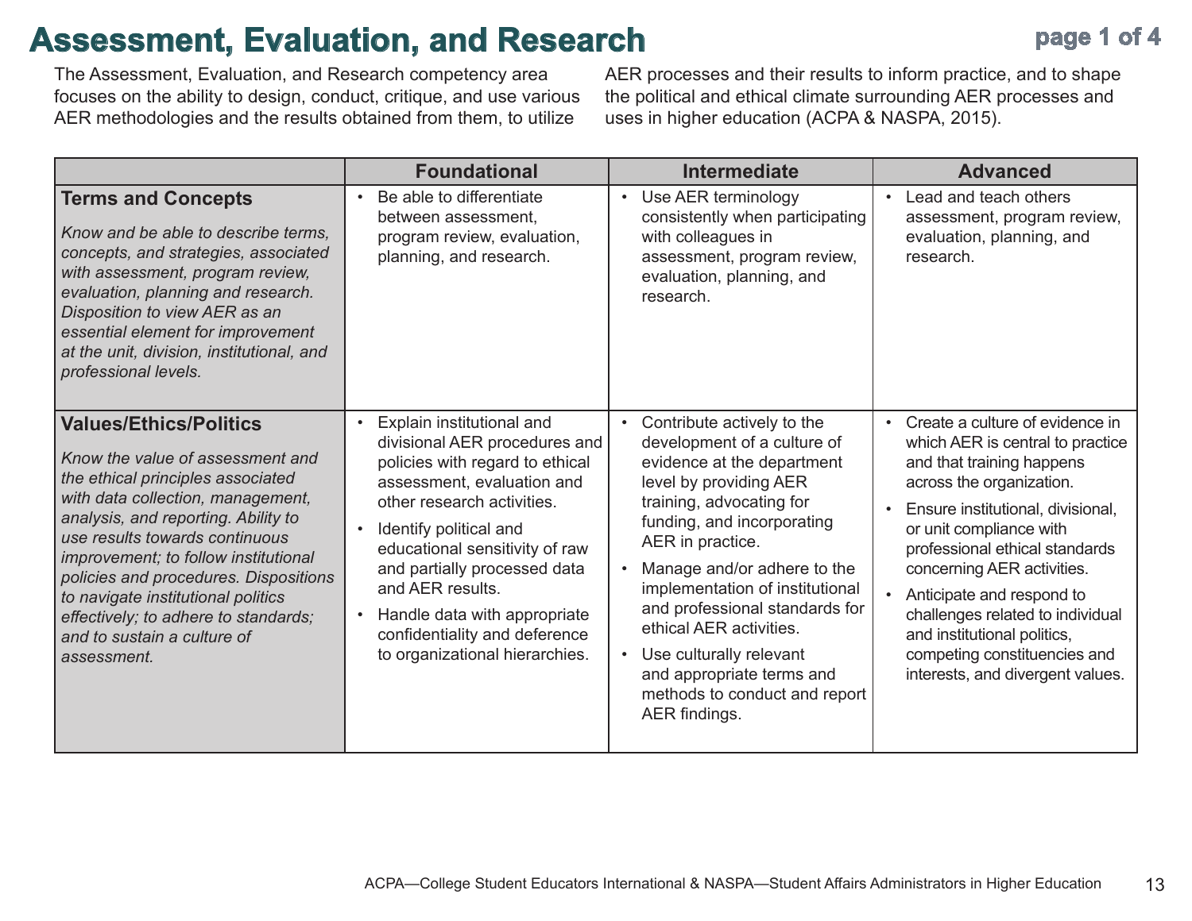# Assessment, Evaluation, and Research

The Assessment, Evaluation, and Research competency area focuses on the ability to design, conduct, critique, and use various AER methodologies and the results obtained from them, to utilize AER processes and their results to inform practice, and to shape the political and ethical climate surrounding AER processes and uses in higher education (ACPA & NASPA, 2015).

| | Foundational | Intermediate | Advanced |
|---|---|---|---|
| **Terms and Concepts**<br><br>*Know and be able to describe terms, concepts, and strategies, associated with assessment, program review, evaluation, planning and research. Disposition to view AER as an essential element for improvement at the unit, division, institutional, and professional levels.* | • Be able to differentiate between assessment, program review, evaluation, planning, and research. | • Use AER terminology consistently when participating with colleagues in assessment, program review, evaluation, planning, and research. | • Lead and teach others assessment, program review, evaluation, planning, and research. |
| **Values/Ethics/Politics**<br><br>*Know the value of assessment and the ethical principles associated with data collection, management, analysis, and reporting. Ability to use results towards continuous improvement; to follow institutional policies and procedures. Dispositions to navigate institutional politics effectively; to adhere to standards; and to sustain a culture of assessment.* | • Explain institutional and divisional AER procedures and policies with regard to ethical assessment, evaluation and other research activities.<br>• Identify political and educational sensitivity of raw and partially processed data and AER results.<br>• Handle data with appropriate confidentiality and deference to organizational hierarchies. | • Contribute actively to the development of a culture of evidence at the department level by providing AER training, advocating for funding, and incorporating AER in practice.<br>• Manage and/or adhere to the implementation of institutional and professional standards for ethical AER activities.<br>• Use culturally relevant and appropriate terms and methods to conduct and report AER findings. | • Create a culture of evidence in which AER is central to practice and that training happens across the organization.<br>• Ensure institutional, divisional, or unit compliance with professional ethical standards concerning AER activities.<br>• Anticipate and respond to challenges related to individual and institutional politics, competing constituencies and interests, and divergent values. |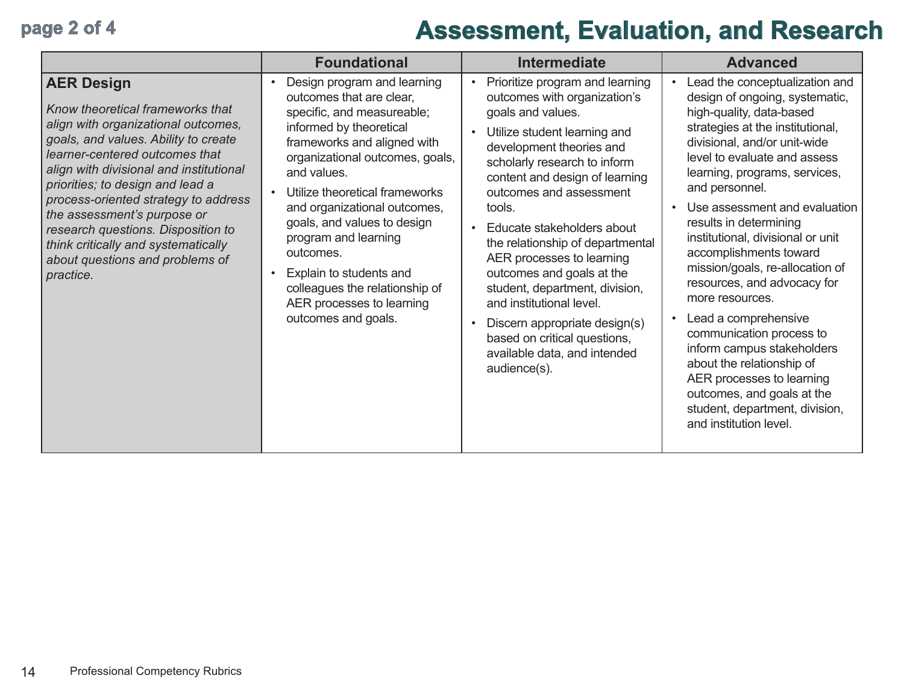# Assessment, Evaluation, and Research

| | Foundational | Intermediate | Advanced |
|---|---|---|---|
| **AER Design**<br><br>*Know theoretical frameworks that align with organizational outcomes, goals, and values. Ability to create learner-centered outcomes that align with divisional and institutional priorities; to design and lead a process-oriented strategy to address the assessment's purpose or research questions. Disposition to think critically and systematically about questions and problems of practice.* | • Design program and learning outcomes that are clear, specific, and measureable; informed by theoretical frameworks and aligned with organizational outcomes, goals, and values.<br>• Utilize theoretical frameworks and organizational outcomes, goals, and values to design program and learning outcomes.<br>• Explain to students and colleagues the relationship of AER processes to learning outcomes and goals. | • Prioritize program and learning outcomes with organization's goals and values.<br>• Utilize student learning and development theories and scholarly research to inform content and design of learning outcomes and assessment tools.<br>• Educate stakeholders about the relationship of departmental AER processes to learning outcomes and goals at the student, department, division, and institutional level.<br>• Discern appropriate design(s) based on critical questions, available data, and intended audience(s). | • Lead the conceptualization and design of ongoing, systematic, high-quality, data-based strategies at the institutional, divisional, and/or unit-wide level to evaluate and assess learning, programs, services, and personnel.<br>• Use assessment and evaluation results in determining institutional, divisional or unit accomplishments toward mission/goals, re-allocation of resources, and advocacy for more resources.<br>• Lead a comprehensive communication process to inform campus stakeholders about the relationship of AER processes to learning outcomes, and goals at the student, department, division, and institution level. |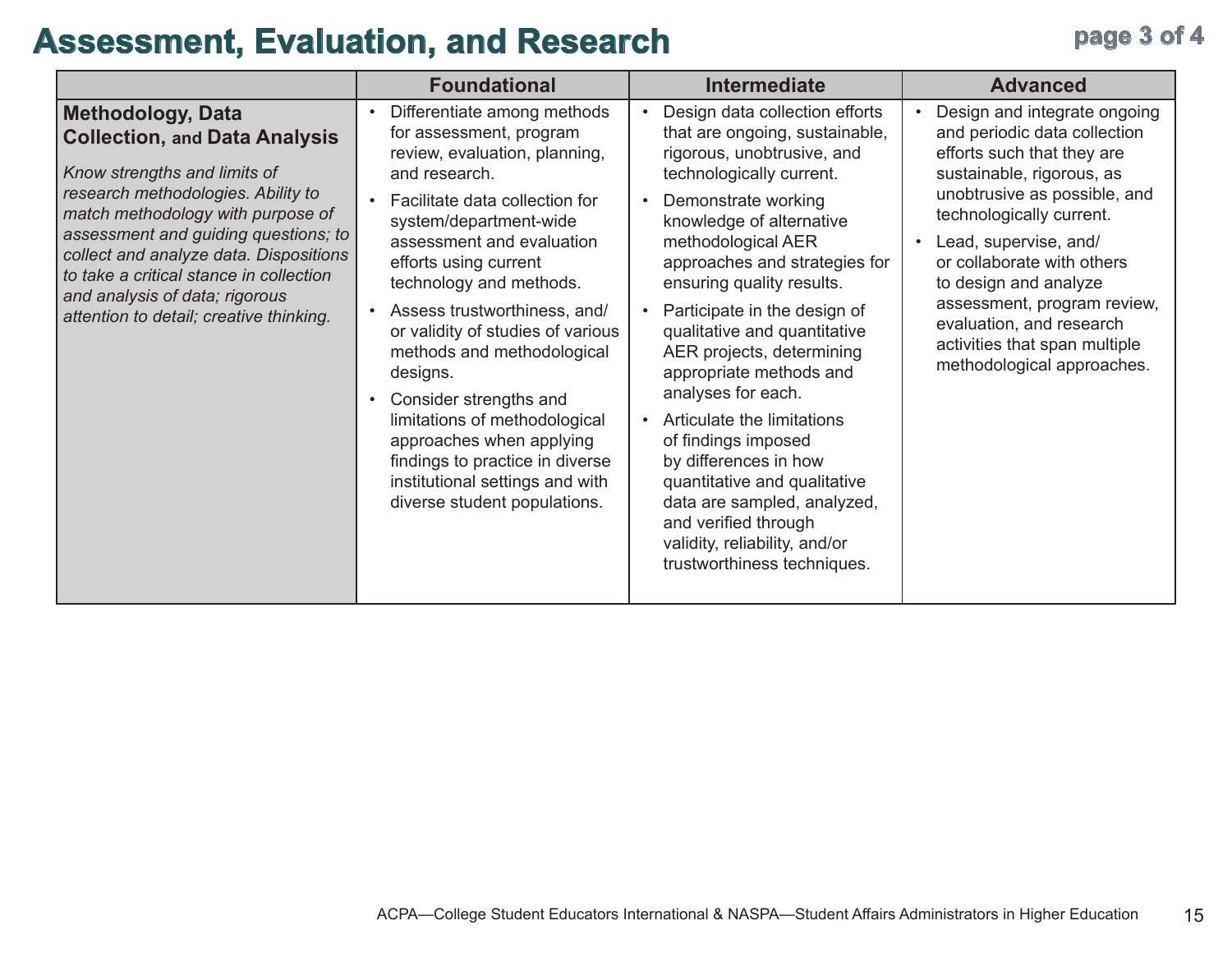# Assessment, Evaluation, and Research

| | Foundational | Intermediate | Advanced |
|---|---|---|---|
| **Methodology, Data Collection, and Data Analysis**<br><br>*Know strengths and limits of research methodologies. Ability to match methodology with purpose of assessment and guiding questions; to collect and analyze data. Dispositions to take a critical stance in collection and analysis of data; rigorous attention to detail; creative thinking.* | • Differentiate among methods for assessment, program review, evaluation, planning, and research.<br>• Facilitate data collection for system/department-wide assessment and evaluation efforts using current technology and methods.<br>• Assess trustworthiness, and/or validity of studies of various methods and methodological designs.<br>• Consider strengths and limitations of methodological approaches when applying findings to practice in diverse institutional settings and with diverse student populations. | • Design data collection efforts that are ongoing, sustainable, rigorous, unobtrusive, and technologically current.<br>• Demonstrate working knowledge of alternative methodological AER approaches and strategies for ensuring quality results.<br>• Participate in the design of qualitative and quantitative AER projects, determining appropriate methods and analyses for each.<br>• Articulate the limitations of findings imposed by differences in how quantitative and qualitative data are sampled, analyzed, and verified through validity, reliability, and/or trustworthiness techniques. | • Design and integrate ongoing and periodic data collection efforts such that they are sustainable, rigorous, as unobtrusive as possible, and technologically current.<br>• Lead, supervise, and/or collaborate with others to design and analyze assessment, program review, evaluation, and research activities that span multiple methodological approaches. |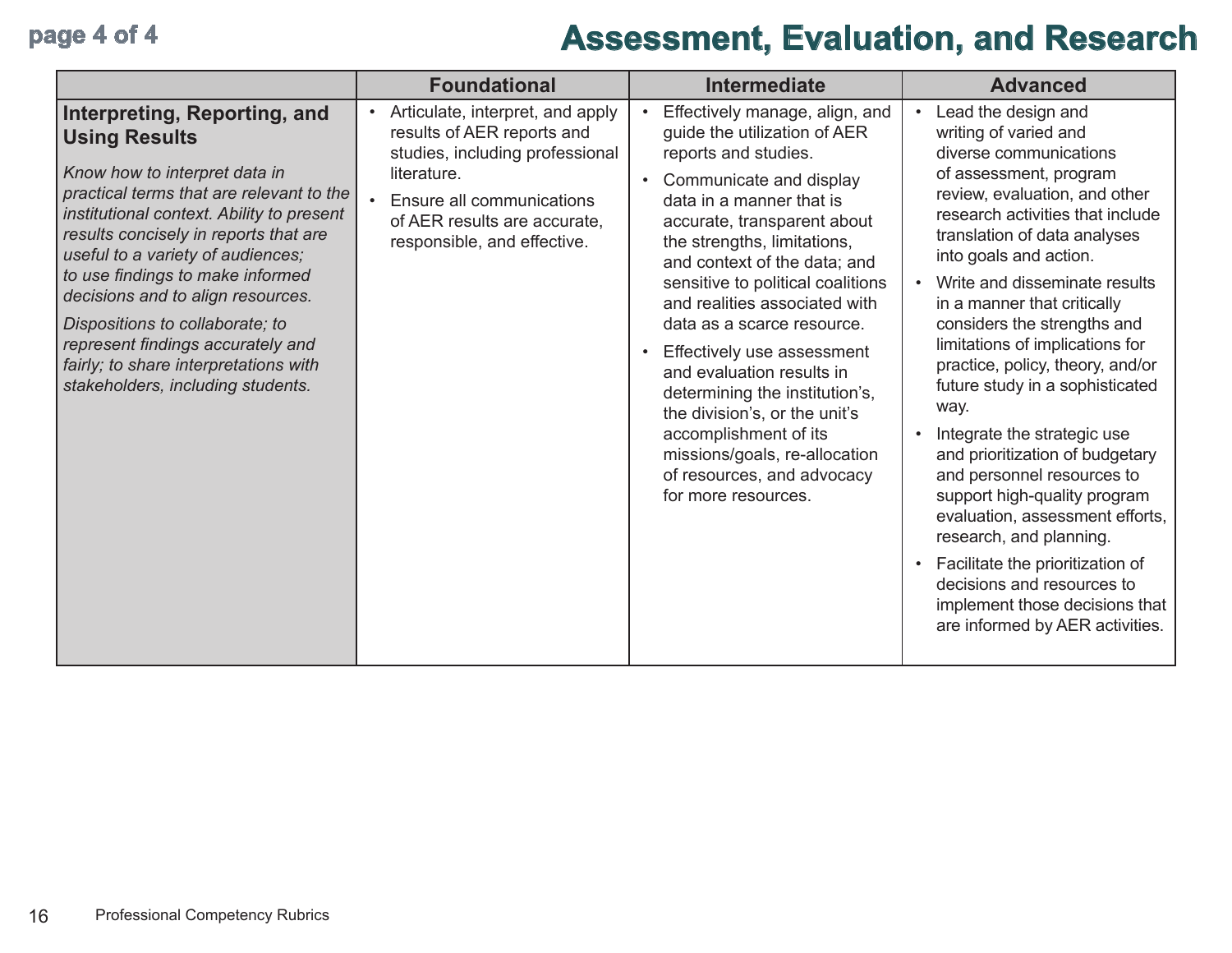# Assessment, Evaluation, and Research

| | Foundational | Intermediate | Advanced |
|---|---|---|---|
| **Interpreting, Reporting, and Using Results**<br><br>*Know how to interpret data in practical terms that are relevant to the institutional context. Ability to present results concisely in reports that are useful to a variety of audiences; to use findings to make informed decisions and to align resources.*<br><br>*Dispositions to collaborate; to represent findings accurately and fairly; to share interpretations with stakeholders, including students.* | • Articulate, interpret, and apply results of AER reports and studies, including professional literature.<br>• Ensure all communications of AER results are accurate, responsible, and effective. | • Effectively manage, align, and guide the utilization of AER reports and studies.<br>• Communicate and display data in a manner that is accurate, transparent about the strengths, limitations, and context of the data; and sensitive to political coalitions and realities associated with data as a scarce resource.<br>• Effectively use assessment and evaluation results in determining the institution's, the division's, or the unit's accomplishment of its missions/goals, re-allocation of resources, and advocacy for more resources. | • Lead the design and writing of varied and diverse communications of assessment, program review, evaluation, and other research activities that include translation of data analyses into goals and action.<br>• Write and disseminate results in a manner that critically considers the strengths and limitations of implications for practice, policy, theory, and/or future study in a sophisticated way.<br>• Integrate the strategic use and prioritization of budgetary and personnel resources to support high-quality program evaluation, assessment efforts, research, and planning.<br>• Facilitate the prioritization of decisions and resources to implement those decisions that are informed by AER activities. |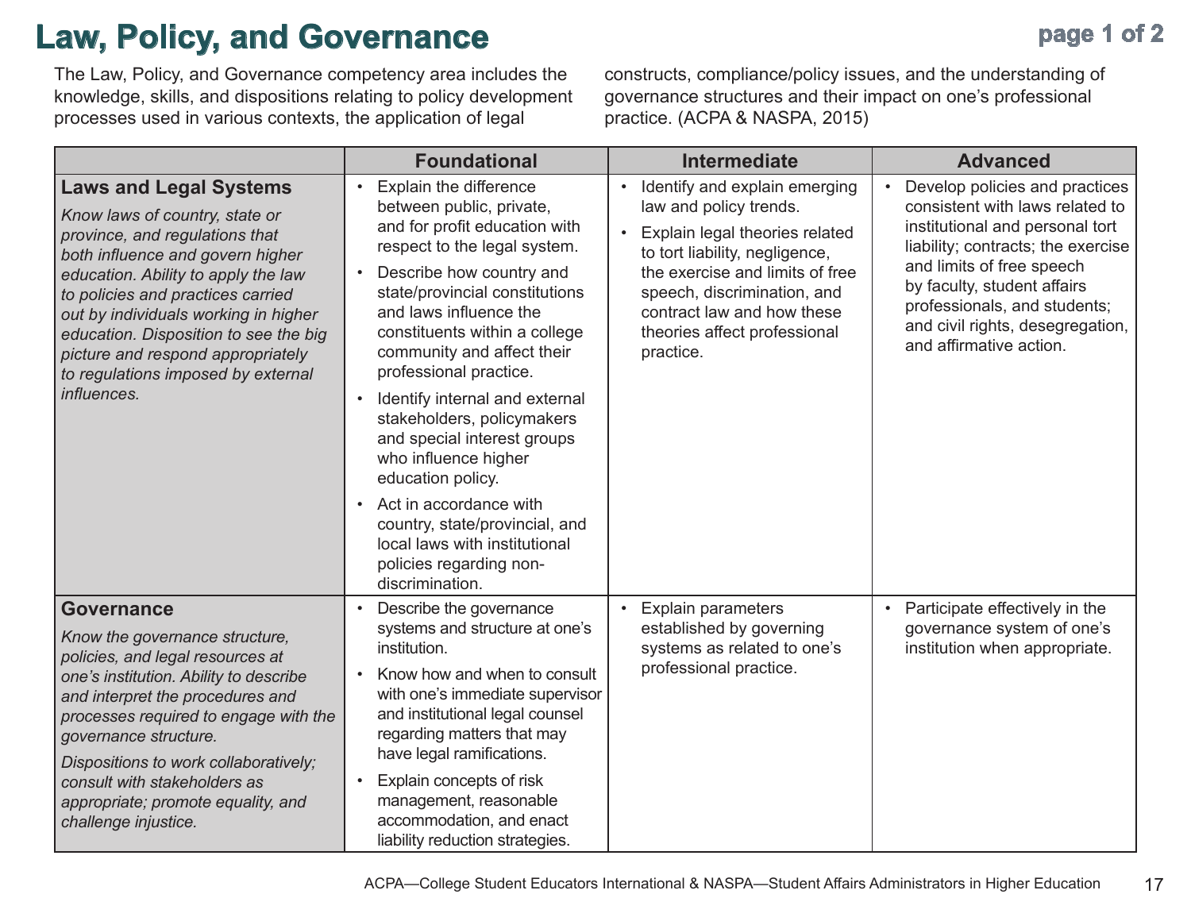# Law, Policy, and Governance

The Law, Policy, and Governance competency area includes the knowledge, skills, and dispositions relating to policy development processes used in various contexts, the application of legal constructs, compliance/policy issues, and the understanding of governance structures and their impact on one's professional practice. (ACPA & NASPA, 2015)

| | Foundational | Intermediate | Advanced |
|---|---|---|---|
| **Laws and Legal Systems**<br>*Know laws of country, state or province, and regulations that both influence and govern higher education. Ability to apply the law to policies and practices carried out by individuals working in higher education. Disposition to see the big picture and respond appropriately to regulations imposed by external influences.* | • Explain the difference between public, private, and for profit education with respect to the legal system.<br>• Describe how country and state/provincial constitutions and laws influence the constituents within a college community and affect their professional practice.<br>• Identify internal and external stakeholders, policymakers and special interest groups who influence higher education policy.<br>• Act in accordance with country, state/provincial, and local laws with institutional policies regarding non-discrimination. | • Identify and explain emerging law and policy trends.<br>• Explain legal theories related to tort liability, negligence, the exercise and limits of free speech, discrimination, and contract law and how these theories affect professional practice. | • Develop policies and practices consistent with laws related to institutional and personal tort liability; contracts; the exercise and limits of free speech by faculty, student affairs professionals, and students; and civil rights, desegregation, and affirmative action. |
| **Governance**<br>*Know the governance structure, policies, and legal resources at one's institution. Ability to describe and interpret the procedures and processes required to engage with the governance structure.*<br>*Dispositions to work collaboratively; consult with stakeholders as appropriate; promote equality, and challenge injustice.* | • Describe the governance systems and structure at one's institution.<br>• Know how and when to consult with one's immediate supervisor and institutional legal counsel regarding matters that may have legal ramifications.<br>• Explain concepts of risk management, reasonable accommodation, and enact liability reduction strategies. | • Explain parameters established by governing systems as related to one's professional practice. | • Participate effectively in the governance system of one's institution when appropriate. |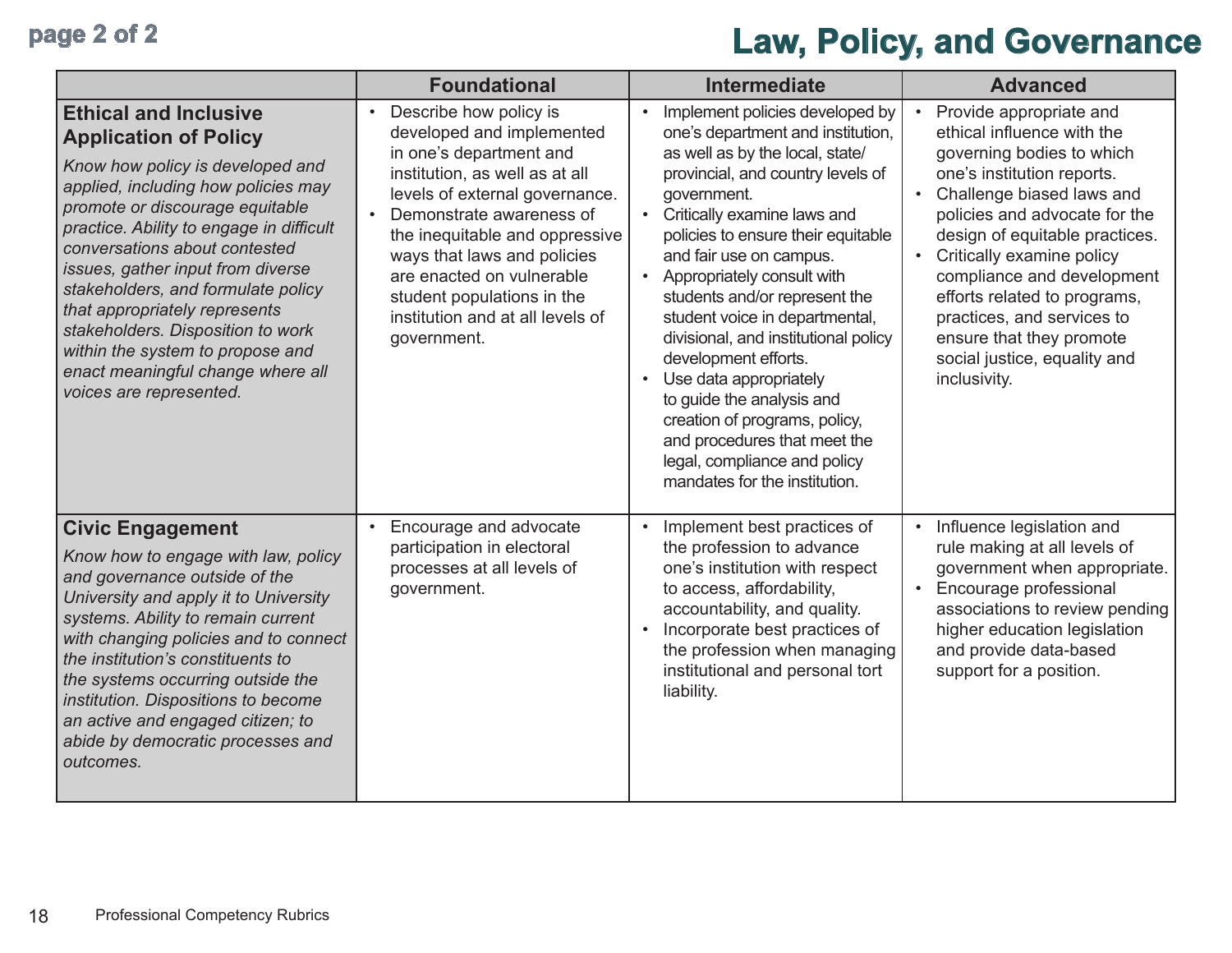# Law, Policy, and Governance

| | Foundational | Intermediate | Advanced |
|---|---|---|---|
| **Ethical and Inclusive Application of Policy** <br> *Know how policy is developed and applied, including how policies may promote or discourage equitable practice. Ability to engage in difficult conversations about contested issues, gather input from diverse stakeholders, and formulate policy that appropriately represents stakeholders. Disposition to work within the system to propose and enact meaningful change where all voices are represented.* | • Describe how policy is developed and implemented in one's department and institution, as well as at all levels of external governance. <br> • Demonstrate awareness of the inequitable and oppressive ways that laws and policies are enacted on vulnerable student populations in the institution and at all levels of government. | • Implement policies developed by one's department and institution, as well as by the local, state/provincial, and country levels of government. <br> • Critically examine laws and policies to ensure their equitable and fair use on campus. <br> • Appropriately consult with students and/or represent the student voice in departmental, divisional, and institutional policy development efforts. <br> • Use data appropriately to guide the analysis and creation of programs, policy, and procedures that meet the legal, compliance and policy mandates for the institution. | • Provide appropriate and ethical influence with the governing bodies to which one's institution reports. <br> • Challenge biased laws and policies and advocate for the design of equitable practices. <br> • Critically examine policy compliance and development efforts related to programs, practices, and services to ensure that they promote social justice, equality and inclusivity. |
| **Civic Engagement** <br> *Know how to engage with law, policy and governance outside of the University and apply it to University systems. Ability to remain current with changing policies and to connect the institution's constituents to the systems occurring outside the institution. Dispositions to become an active and engaged citizen; to abide by democratic processes and outcomes.* | • Encourage and advocate participation in electoral processes at all levels of government. | • Implement best practices of the profession to advance one's institution with respect to access, affordability, accountability, and quality. <br> • Incorporate best practices of the profession when managing institutional and personal tort liability. | • Influence legislation and rule making at all levels of government when appropriate. <br> • Encourage professional associations to review pending higher education legislation and provide data-based support for a position. |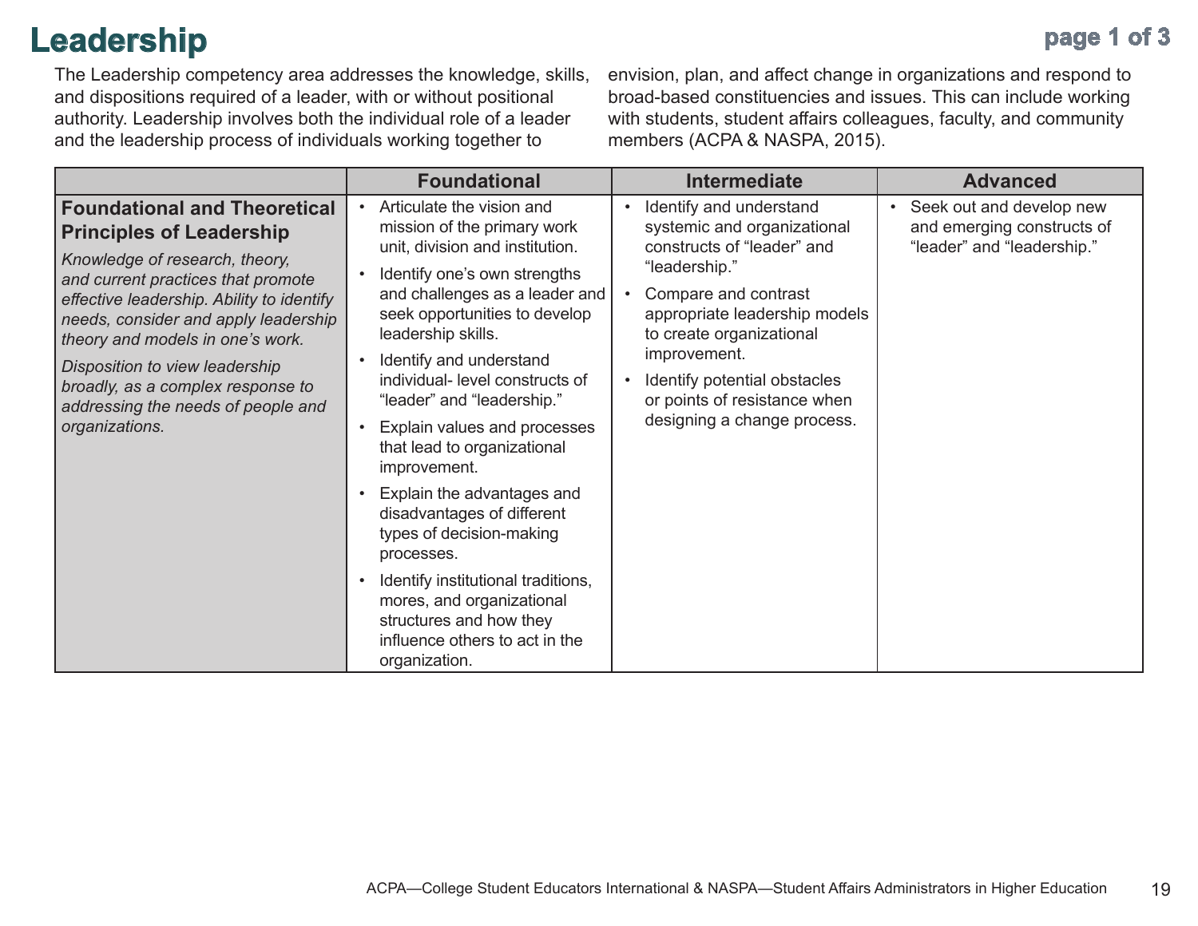# Leadership

The Leadership competency area addresses the knowledge, skills, and dispositions required of a leader, with or without positional authority. Leadership involves both the individual role of a leader and the leadership process of individuals working together to envision, plan, and affect change in organizations and respond to broad-based constituencies and issues. This can include working with students, student affairs colleagues, faculty, and community members (ACPA & NASPA, 2015).

| | Foundational | Intermediate | Advanced |
|---|---|---|---|
| **Foundational and Theoretical Principles of Leadership**<br>*Knowledge of research, theory, and current practices that promote effective leadership. Ability to identify needs, consider and apply leadership theory and models in one's work.*<br>*Disposition to view leadership broadly, as a complex response to addressing the needs of people and organizations.* | • Articulate the vision and mission of the primary work unit, division and institution.<br>• Identify one's own strengths and challenges as a leader and seek opportunities to develop leadership skills.<br>• Identify and understand individual- level constructs of "leader" and "leadership."<br>• Explain values and processes that lead to organizational improvement.<br>• Explain the advantages and disadvantages of different types of decision-making processes.<br>• Identify institutional traditions, mores, and organizational structures and how they influence others to act in the organization. | • Identify and understand systemic and organizational constructs of "leader" and "leadership."<br>• Compare and contrast appropriate leadership models to create organizational improvement.<br>• Identify potential obstacles or points of resistance when designing a change process. | • Seek out and develop new and emerging constructs of "leader" and "leadership." |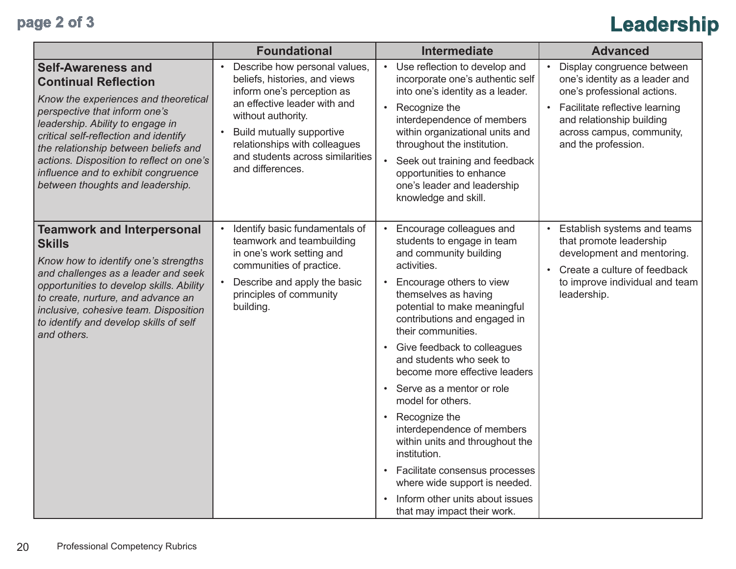# Leadership

| | Foundational | Intermediate | Advanced |
|---|---|---|---|
| **Self-Awareness and Continual Reflection**<br>*Know the experiences and theoretical perspective that inform one's leadership. Ability to engage in critical self-reflection and identify the relationship between beliefs and actions. Disposition to reflect on one's influence and to exhibit congruence between thoughts and leadership.* | • Describe how personal values, beliefs, histories, and views inform one's perception as an effective leader with and without authority.<br>• Build mutually supportive relationships with colleagues and students across similarities and differences. | • Use reflection to develop and incorporate one's authentic self into one's identity as a leader.<br>• Recognize the interdependence of members within organizational units and throughout the institution.<br>• Seek out training and feedback opportunities to enhance one's leader and leadership knowledge and skill. | • Display congruence between one's identity as a leader and one's professional actions.<br>• Facilitate reflective learning and relationship building across campus, community, and the profession. |
| **Teamwork and Interpersonal Skills**<br>*Know how to identify one's strengths and challenges as a leader and seek opportunities to develop skills. Ability to create, nurture, and advance an inclusive, cohesive team. Disposition to identify and develop skills of self and others.* | • Identify basic fundamentals of teamwork and teambuilding in one's work setting and communities of practice.<br>• Describe and apply the basic principles of community building. | • Encourage colleagues and students to engage in team and community building activities.<br>• Encourage others to view themselves as having potential to make meaningful contributions and engaged in their communities.<br>• Give feedback to colleagues and students who seek to become more effective leaders<br>• Serve as a mentor or role model for others.<br>• Recognize the interdependence of members within units and throughout the institution.<br>• Facilitate consensus processes where wide support is needed.<br>• Inform other units about issues that may impact their work. | • Establish systems and teams that promote leadership development and mentoring.<br>• Create a culture of feedback to improve individual and team leadership. |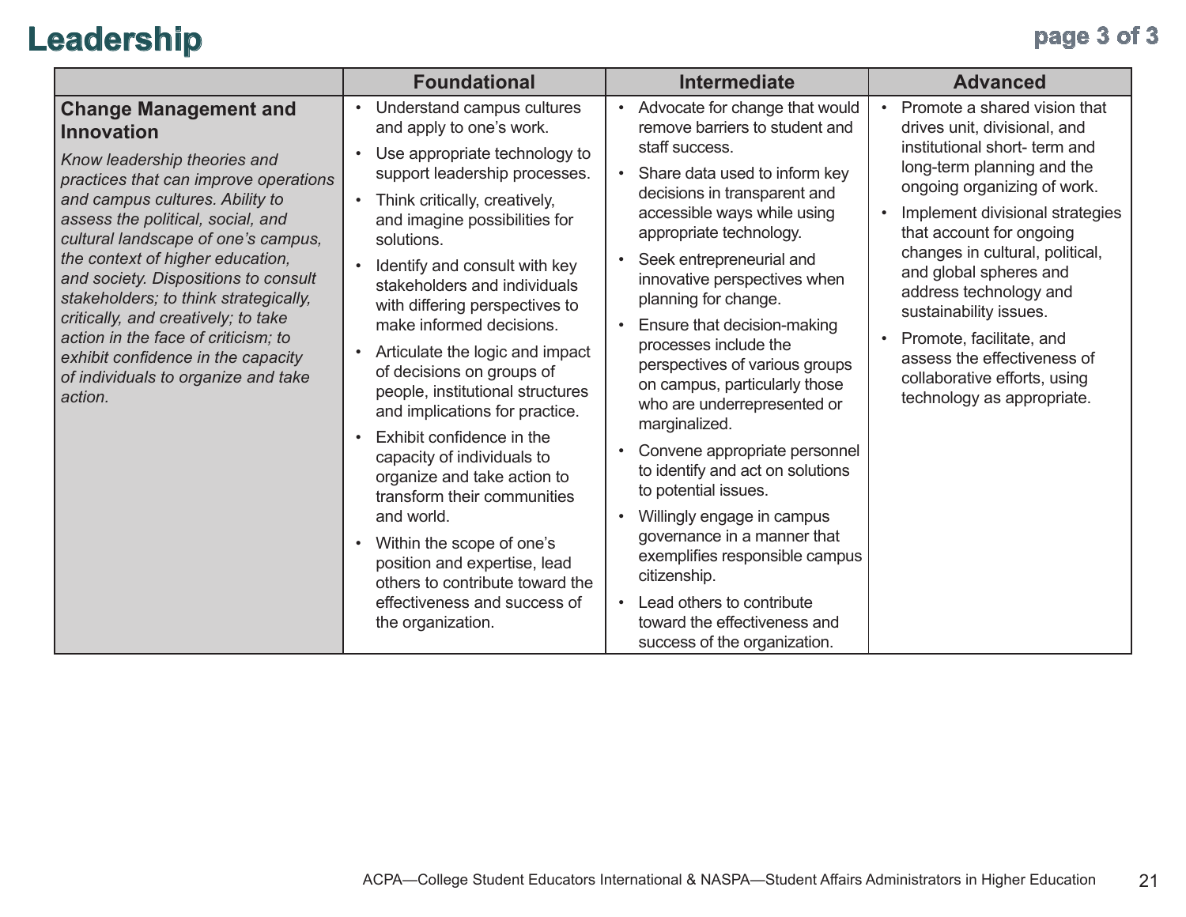# Leadership

| | Foundational | Intermediate | Advanced |
|---|---|---|---|
| **Change Management and Innovation**<br>*Know leadership theories and practices that can improve operations and campus cultures. Ability to assess the political, social, and cultural landscape of one's campus, the context of higher education, and society. Dispositions to consult stakeholders; to think strategically, critically, and creatively; to take action in the face of criticism; to exhibit confidence in the capacity of individuals to organize and take action.* | • Understand campus cultures and apply to one's work.<br>• Use appropriate technology to support leadership processes.<br>• Think critically, creatively, and imagine possibilities for solutions.<br>• Identify and consult with key stakeholders and individuals with differing perspectives to make informed decisions.<br>• Articulate the logic and impact of decisions on groups of people, institutional structures and implications for practice.<br>• Exhibit confidence in the capacity of individuals to organize and take action to transform their communities and world.<br>• Within the scope of one's position and expertise, lead others to contribute toward the effectiveness and success of the organization. | • Advocate for change that would remove barriers to student and staff success.<br>• Share data used to inform key decisions in transparent and accessible ways while using appropriate technology.<br>• Seek entrepreneurial and innovative perspectives when planning for change.<br>• Ensure that decision-making processes include the perspectives of various groups on campus, particularly those who are underrepresented or marginalized.<br>• Convene appropriate personnel to identify and act on solutions to potential issues.<br>• Willingly engage in campus governance in a manner that exemplifies responsible campus citizenship.<br>• Lead others to contribute toward the effectiveness and success of the organization. | • Promote a shared vision that drives unit, divisional, and institutional short- term and long-term planning and the ongoing organizing of work.<br>• Implement divisional strategies that account for ongoing changes in cultural, political, and global spheres and address technology and sustainability issues.<br>• Promote, facilitate, and assess the effectiveness of collaborative efforts, using technology as appropriate. |

ACPA—College Student Educators International & NASPA—Student Affairs Administrators in Higher Education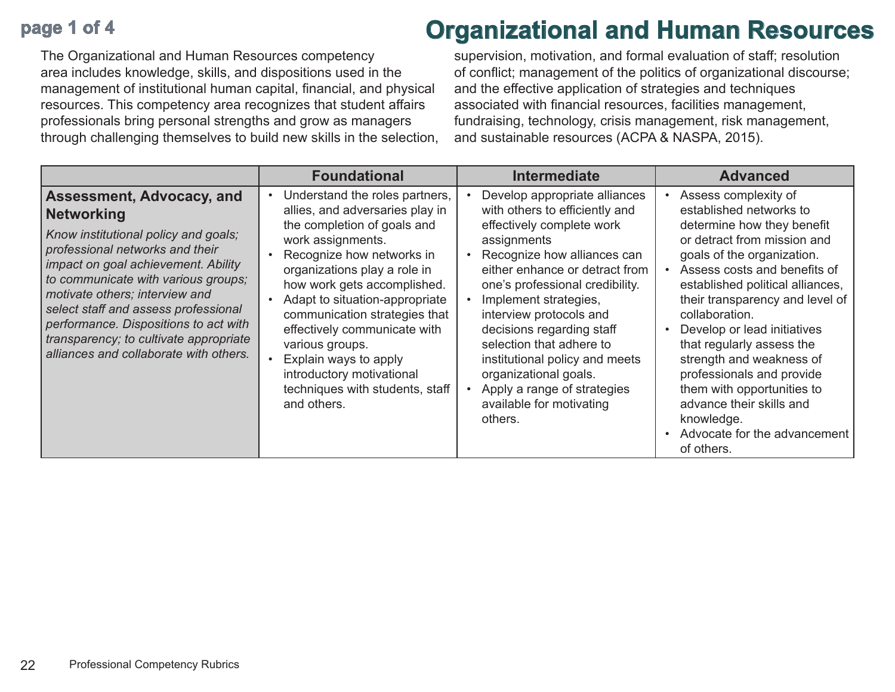# Organizational and Human Resources

The Organizational and Human Resources competency area includes knowledge, skills, and dispositions used in the management of institutional human capital, financial, and physical resources. This competency area recognizes that student affairs professionals bring personal strengths and grow as managers through challenging themselves to build new skills in the selection, supervision, motivation, and formal evaluation of staff; resolution of conflict; management of the politics of organizational discourse; and the effective application of strategies and techniques associated with financial resources, facilities management, fundraising, technology, crisis management, risk management, and sustainable resources (ACPA & NASPA, 2015).

| | Foundational | Intermediate | Advanced |
|---|---|---|---|
| **Assessment, Advocacy, and Networking**<br>*Know institutional policy and goals; professional networks and their impact on goal achievement. Ability to communicate with various groups; motivate others; interview and select staff and assess professional performance. Dispositions to act with transparency; to cultivate appropriate alliances and collaborate with others.* | • Understand the roles partners, allies, and adversaries play in the completion of goals and work assignments.<br>• Recognize how networks in organizations play a role in how work gets accomplished.<br>• Adapt to situation-appropriate communication strategies that effectively communicate with various groups.<br>• Explain ways to apply introductory motivational techniques with students, staff and others. | • Develop appropriate alliances with others to efficiently and effectively complete work assignments<br>• Recognize how alliances can either enhance or detract from one's professional credibility.<br>• Implement strategies, interview protocols and decisions regarding staff selection that adhere to institutional policy and meets organizational goals.<br>• Apply a range of strategies available for motivating others. | • Assess complexity of established networks to determine how they benefit or detract from mission and goals of the organization.<br>• Assess costs and benefits of established political alliances, their transparency and level of collaboration.<br>• Develop or lead initiatives that regularly assess the strength and weakness of professionals and provide them with opportunities to advance their skills and knowledge.<br>• Advocate for the advancement of others. |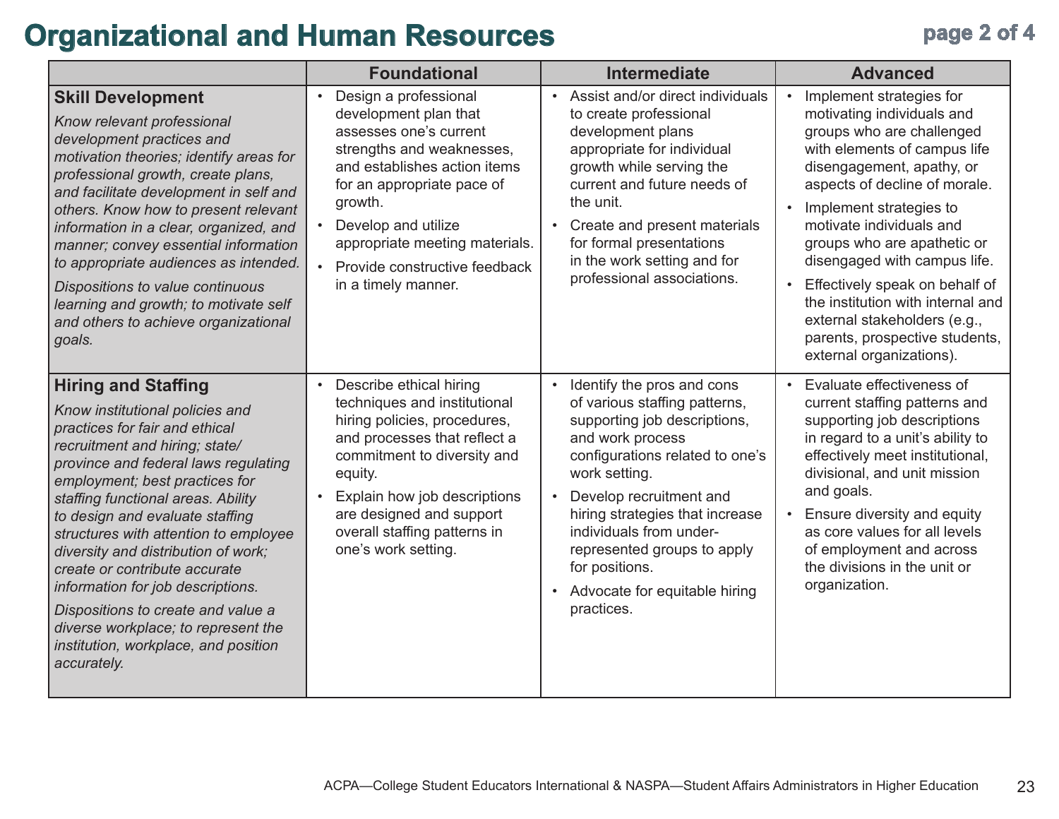# Organizational and Human Resources

| | Foundational | Intermediate | Advanced |
|---|---|---|---|
| **Skill Development**<br>*Know relevant professional development practices and motivation theories; identify areas for professional growth, create plans, and facilitate development in self and others. Know how to present relevant information in a clear, organized, and manner; convey essential information to appropriate audiences as intended.*<br>*Dispositions to value continuous learning and growth; to motivate self and others to achieve organizational goals.* | • Design a professional development plan that assesses one's current strengths and weaknesses, and establishes action items for an appropriate pace of growth.<br>• Develop and utilize appropriate meeting materials.<br>• Provide constructive feedback in a timely manner. | • Assist and/or direct individuals to create professional development plans appropriate for individual growth while serving the current and future needs of the unit.<br>• Create and present materials for formal presentations in the work setting and for professional associations. | • Implement strategies for motivating individuals and groups who are challenged with elements of campus life disengagement, apathy, or aspects of decline of morale.<br>• Implement strategies to motivate individuals and groups who are apathetic or disengaged with campus life.<br>• Effectively speak on behalf of the institution with internal and external stakeholders (e.g., parents, prospective students, external organizations). |
| **Hiring and Staffing**<br>*Know institutional policies and practices for fair and ethical recruitment and hiring; state/province and federal laws regulating employment; best practices for staffing functional areas. Ability to design and evaluate staffing structures with attention to employee diversity and distribution of work; create or contribute accurate information for job descriptions.*<br>*Dispositions to create and value a diverse workplace; to represent the institution, workplace, and position accurately.* | • Describe ethical hiring techniques and institutional hiring policies, procedures, and processes that reflect a commitment to diversity and equity.<br>• Explain how job descriptions are designed and support overall staffing patterns in one's work setting. | • Identify the pros and cons of various staffing patterns, supporting job descriptions, and work process configurations related to one's work setting.<br>• Develop recruitment and hiring strategies that increase individuals from under-represented groups to apply for positions.<br>• Advocate for equitable hiring practices. | • Evaluate effectiveness of current staffing patterns and supporting job descriptions in regard to a unit's ability to effectively meet institutional, divisional, and unit mission and goals.<br>• Ensure diversity and equity as core values for all levels of employment and across the divisions in the unit or organization. |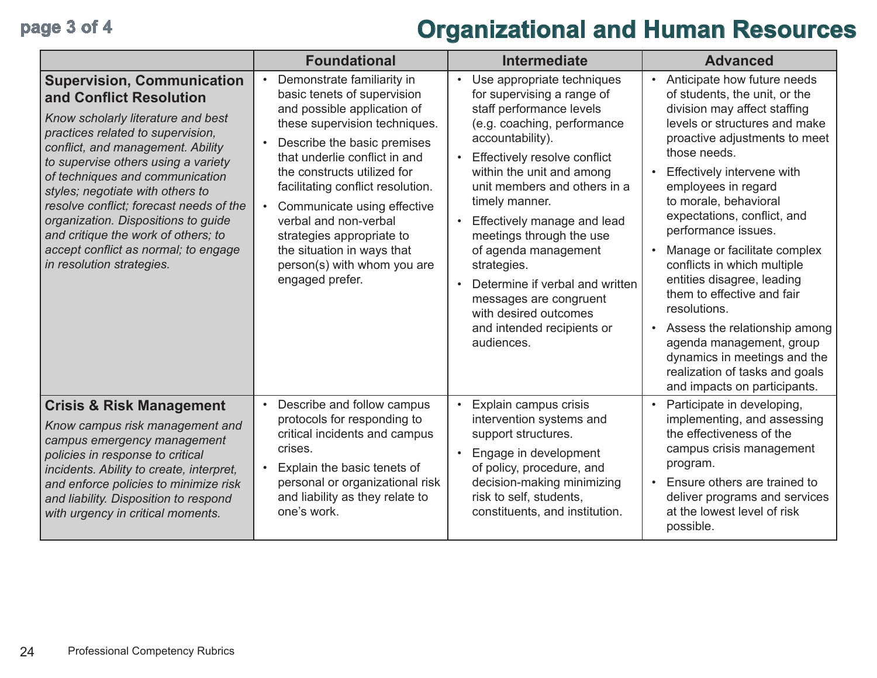# Organizational and Human Resources

| | Foundational | Intermediate | Advanced |
|---|---|---|---|
| **Supervision, Communication and Conflict Resolution**<br>*Know scholarly literature and best practices related to supervision, conflict, and management. Ability to supervise others using a variety of techniques and communication styles; negotiate with others to resolve conflict; forecast needs of the organization. Dispositions to guide and critique the work of others; to accept conflict as normal; to engage in resolution strategies.* | • Demonstrate familiarity in basic tenets of supervision and possible application of these supervision techniques.<br>• Describe the basic premises that underlie conflict in and the constructs utilized for facilitating conflict resolution.<br>• Communicate using effective verbal and non-verbal strategies appropriate to the situation in ways that person(s) with whom you are engaged prefer. | • Use appropriate techniques for supervising a range of staff performance levels (e.g. coaching, performance accountability).<br>• Effectively resolve conflict within the unit and among unit members and others in a timely manner.<br>• Effectively manage and lead meetings through the use of agenda management strategies.<br>• Determine if verbal and written messages are congruent with desired outcomes and intended recipients or audiences. | • Anticipate how future needs of students, the unit, or the division may affect staffing levels or structures and make proactive adjustments to meet those needs.<br>• Effectively intervene with employees in regard to morale, behavioral expectations, conflict, and performance issues.<br>• Manage or facilitate complex conflicts in which multiple entities disagree, leading them to effective and fair resolutions.<br>• Assess the relationship among agenda management, group dynamics in meetings and the realization of tasks and goals and impacts on participants. |
| **Crisis & Risk Management**<br>*Know campus risk management and campus emergency management policies in response to critical incidents. Ability to create, interpret, and enforce policies to minimize risk and liability. Disposition to respond with urgency in critical moments.* | • Describe and follow campus protocols for responding to critical incidents and campus crises.<br>• Explain the basic tenets of personal or organizational risk and liability as they relate to one's work. | • Explain campus crisis intervention systems and support structures.<br>• Engage in development of policy, procedure, and decision-making minimizing risk to self, students, constituents, and institution. | • Participate in developing, implementing, and assessing the effectiveness of the campus crisis management program.<br>• Ensure others are trained to deliver programs and services at the lowest level of risk possible. |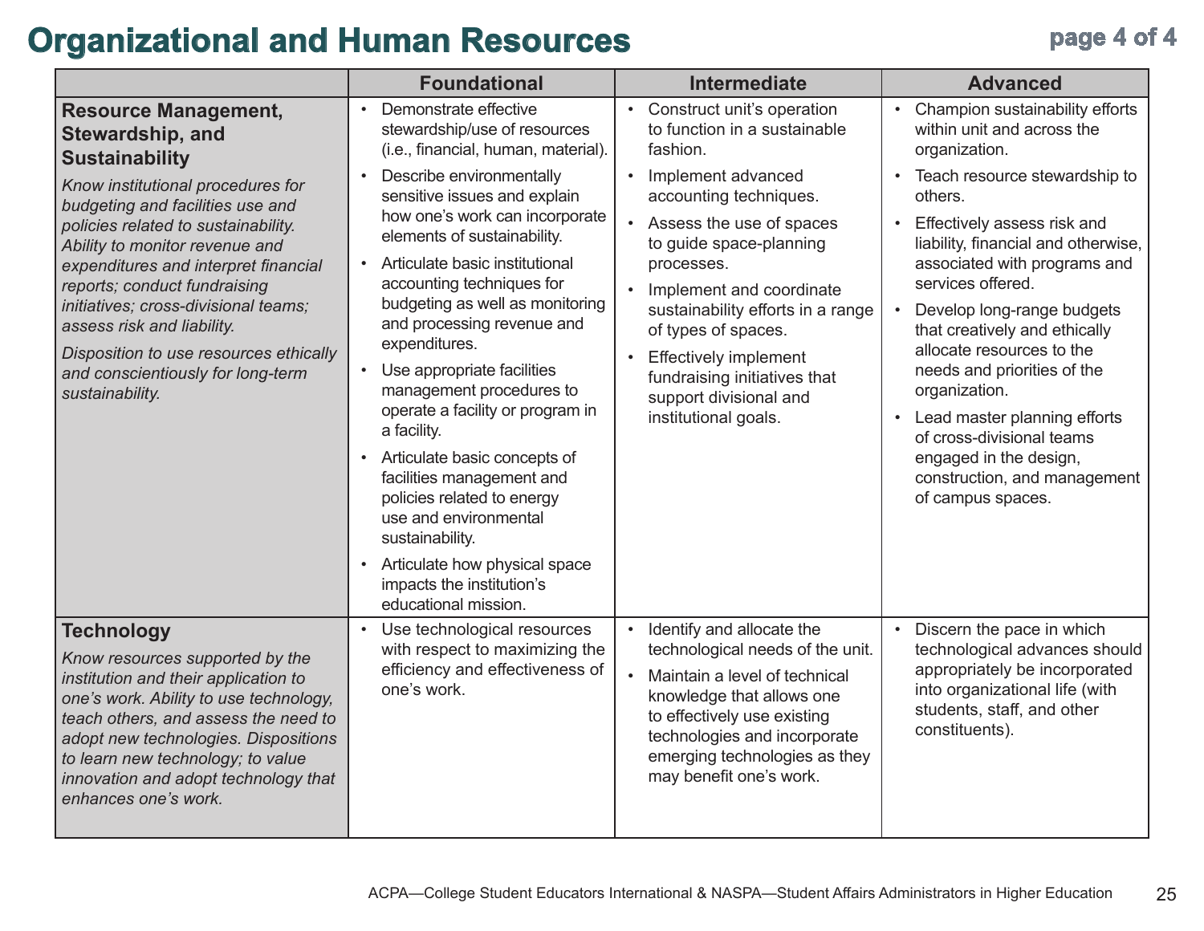# Organizational and Human Resources

| | Foundational | Intermediate | Advanced |
|---|---|---|---|
| **Resource Management, Stewardship, and Sustainability**<br>*Know institutional procedures for budgeting and facilities use and policies related to sustainability. Ability to monitor revenue and expenditures and interpret financial reports; conduct fundraising initiatives; cross-divisional teams; assess risk and liability.*<br>*Disposition to use resources ethically and conscientiously for long-term sustainability.* | • Demonstrate effective stewardship/use of resources (i.e., financial, human, material).<br>• Describe environmentally sensitive issues and explain how one's work can incorporate elements of sustainability.<br>• Articulate basic institutional accounting techniques for budgeting as well as monitoring and processing revenue and expenditures.<br>• Use appropriate facilities management procedures to operate a facility or program in a facility.<br>• Articulate basic concepts of facilities management and policies related to energy use and environmental sustainability.<br>• Articulate how physical space impacts the institution's educational mission. | • Construct unit's operation to function in a sustainable fashion.<br>• Implement advanced accounting techniques.<br>• Assess the use of spaces to guide space-planning processes.<br>• Implement and coordinate sustainability efforts in a range of types of spaces.<br>• Effectively implement fundraising initiatives that support divisional and institutional goals. | • Champion sustainability efforts within unit and across the organization.<br>• Teach resource stewardship to others.<br>• Effectively assess risk and liability, financial and otherwise, associated with programs and services offered.<br>• Develop long-range budgets that creatively and ethically allocate resources to the needs and priorities of the organization.<br>• Lead master planning efforts of cross-divisional teams engaged in the design, construction, and management of campus spaces. |
| **Technology**<br>*Know resources supported by the institution and their application to one's work. Ability to use technology, teach others, and assess the need to adopt new technologies. Dispositions to learn new technology; to value innovation and adopt technology that enhances one's work.* | • Use technological resources with respect to maximizing the efficiency and effectiveness of one's work. | • Identify and allocate the technological needs of the unit.<br>• Maintain a level of technical knowledge that allows one to effectively use existing technologies and incorporate emerging technologies as they may benefit one's work. | • Discern the pace in which technological advances should appropriately be incorporated into organizational life (with students, staff, and other constituents). |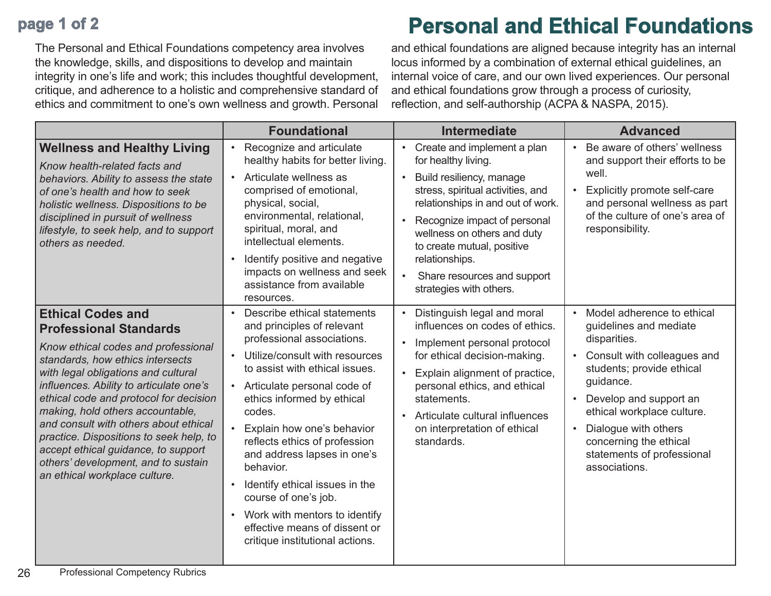# Personal and Ethical Foundations

The Personal and Ethical Foundations competency area involves the knowledge, skills, and dispositions to develop and maintain integrity in one's life and work; this includes thoughtful development, critique, and adherence to a holistic and comprehensive standard of ethics and commitment to one's own wellness and growth. Personal and ethical foundations are aligned because integrity has an internal locus informed by a combination of external ethical guidelines, an internal voice of care, and our own lived experiences. Our personal and ethical foundations grow through a process of curiosity, reflection, and self-authorship (ACPA & NASPA, 2015).

| | Foundational | Intermediate | Advanced |
|---|---|---|---|
| **Wellness and Healthy Living**<br>*Know health-related facts and behaviors. Ability to assess the state of one's health and how to seek holistic wellness. Dispositions to be disciplined in pursuit of wellness lifestyle, to seek help, and to support others as needed.* | • Recognize and articulate healthy habits for better living.<br>• Articulate wellness as comprised of emotional, physical, social, environmental, relational, spiritual, moral, and intellectual elements.<br>• Identify positive and negative impacts on wellness and seek assistance from available resources. | • Create and implement a plan for healthy living.<br>• Build resiliency, manage stress, spiritual activities, and relationships in and out of work.<br>• Recognize impact of personal wellness on others and duty to create mutual, positive relationships.<br>• Share resources and support strategies with others. | • Be aware of others' wellness and support their efforts to be well.<br>• Explicitly promote self-care and personal wellness as part of the culture of one's area of responsibility. |
| **Ethical Codes and Professional Standards**<br>*Know ethical codes and professional standards, how ethics intersects with legal obligations and cultural influences. Ability to articulate one's ethical code and protocol for decision making, hold others accountable, and consult with others about ethical practice. Dispositions to seek help, to accept ethical guidance, to support others' development, and to sustain an ethical workplace culture.* | • Describe ethical statements and principles of relevant professional associations.<br>• Utilize/consult with resources to assist with ethical issues.<br>• Articulate personal code of ethics informed by ethical codes.<br>• Explain how one's behavior reflects ethics of profession and address lapses in one's behavior.<br>• Identify ethical issues in the course of one's job.<br>• Work with mentors to identify effective means of dissent or critique institutional actions. | • Distinguish legal and moral influences on codes of ethics.<br>• Implement personal protocol for ethical decision-making.<br>• Explain alignment of practice, personal ethics, and ethical statements.<br>• Articulate cultural influences on interpretation of ethical standards. | • Model adherence to ethical guidelines and mediate disparities.<br>• Consult with colleagues and students; provide ethical guidance.<br>• Develop and support an ethical workplace culture.<br>• Dialogue with others concerning the ethical statements of professional associations. |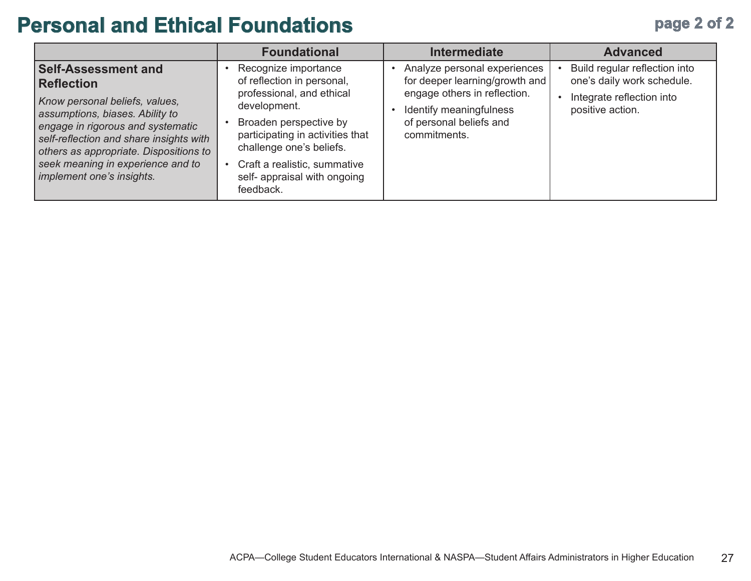# Personal and Ethical Foundations

| | Foundational | Intermediate | Advanced |
|---|---|---|---|
| **Self-Assessment and Reflection**<br>*Know personal beliefs, values, assumptions, biases. Ability to engage in rigorous and systematic self-reflection and share insights with others as appropriate. Dispositions to seek meaning in experience and to implement one's insights.* | • Recognize importance of reflection in personal, professional, and ethical development.<br>• Broaden perspective by participating in activities that challenge one's beliefs.<br>• Craft a realistic, summative self- appraisal with ongoing feedback. | • Analyze personal experiences for deeper learning/growth and engage others in reflection.<br>• Identify meaningfulness of personal beliefs and commitments. | • Build regular reflection into one's daily work schedule.<br>• Integrate reflection into positive action. |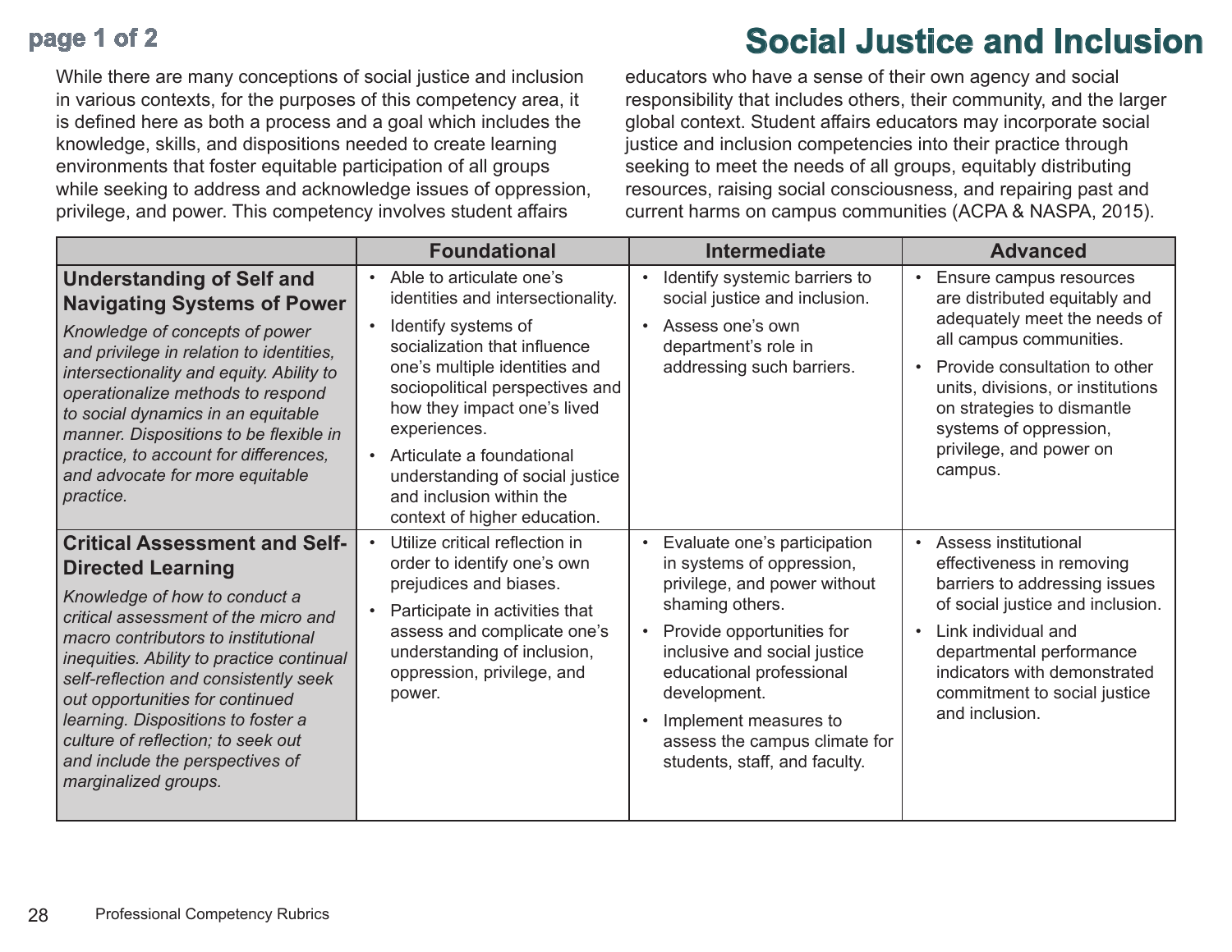# Social Justice and Inclusion

While there are many conceptions of social justice and inclusion in various contexts, for the purposes of this competency area, it is defined here as both a process and a goal which includes the knowledge, skills, and dispositions needed to create learning environments that foster equitable participation of all groups while seeking to address and acknowledge issues of oppression, privilege, and power. This competency involves student affairs educators who have a sense of their own agency and social responsibility that includes others, their community, and the larger global context. Student affairs educators may incorporate social justice and inclusion competencies into their practice through seeking to meet the needs of all groups, equitably distributing resources, raising social consciousness, and repairing past and current harms on campus communities (ACPA & NASPA, 2015).

| | Foundational | Intermediate | Advanced |
|---|---|---|---|
| **Understanding of Self and Navigating Systems of Power**<br>*Knowledge of concepts of power and privilege in relation to identities, intersectionality and equity. Ability to operationalize methods to respond to social dynamics in an equitable manner. Dispositions to be flexible in practice, to account for differences, and advocate for more equitable practice.* | • Able to articulate one's identities and intersectionality.<br>• Identify systems of socialization that influence one's multiple identities and sociopolitical perspectives and how they impact one's lived experiences.<br>• Articulate a foundational understanding of social justice and inclusion within the context of higher education. | • Identify systemic barriers to social justice and inclusion.<br>• Assess one's own department's role in addressing such barriers. | • Ensure campus resources are distributed equitably and adequately meet the needs of all campus communities.<br>• Provide consultation to other units, divisions, or institutions on strategies to dismantle systems of oppression, privilege, and power on campus. |
| **Critical Assessment and Self-Directed Learning**<br>*Knowledge of how to conduct a critical assessment of the micro and macro contributors to institutional inequities. Ability to practice continual self-reflection and consistently seek out opportunities for continued learning. Dispositions to foster a culture of reflection; to seek out and include the perspectives of marginalized groups.* | • Utilize critical reflection in order to identify one's own prejudices and biases.<br>• Participate in activities that assess and complicate one's understanding of inclusion, oppression, privilege, and power. | • Evaluate one's participation in systems of oppression, privilege, and power without shaming others.<br>• Provide opportunities for inclusive and social justice educational professional development.<br>• Implement measures to assess the campus climate for students, staff, and faculty. | • Assess institutional effectiveness in removing barriers to addressing issues of social justice and inclusion.<br>• Link individual and departmental performance indicators with demonstrated commitment to social justice and inclusion. |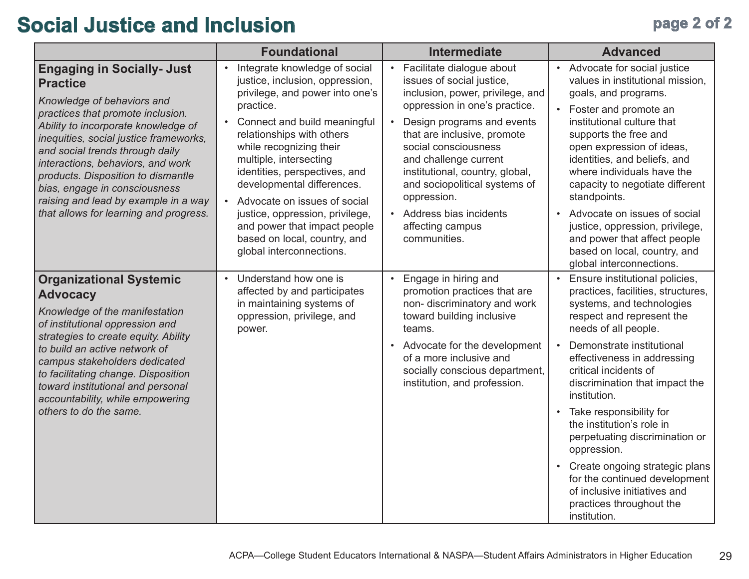# Social Justice and Inclusion

| | Foundational | Intermediate | Advanced |
|---|---|---|---|
| **Engaging in Socially- Just Practice**<br>*Knowledge of behaviors and practices that promote inclusion. Ability to incorporate knowledge of inequities, social justice frameworks, and social trends through daily interactions, behaviors, and work products. Disposition to dismantle bias, engage in consciousness raising and lead by example in a way that allows for learning and progress.* | • Integrate knowledge of social justice, inclusion, oppression, privilege, and power into one's practice.<br>• Connect and build meaningful relationships with others while recognizing their multiple, intersecting identities, perspectives, and developmental differences.<br>• Advocate on issues of social justice, oppression, privilege, and power that impact people based on local, country, and global interconnections. | • Facilitate dialogue about issues of social justice, inclusion, power, privilege, and oppression in one's practice.<br>• Design programs and events that are inclusive, promote social consciousness and challenge current institutional, country, global, and sociopolitical systems of oppression.<br>• Address bias incidents affecting campus communities. | • Advocate for social justice values in institutional mission, goals, and programs.<br>• Foster and promote an institutional culture that supports the free and open expression of ideas, identities, and beliefs, and where individuals have the capacity to negotiate different standpoints.<br>• Advocate on issues of social justice, oppression, privilege, and power that affect people based on local, country, and global interconnections. |
| **Organizational Systemic Advocacy**<br>*Knowledge of the manifestation of institutional oppression and strategies to create equity. Ability to build an active network of campus stakeholders dedicated to facilitating change. Disposition toward institutional and personal accountability, while empowering others to do the same.* | • Understand how one is affected by and participates in maintaining systems of oppression, privilege, and power. | • Engage in hiring and promotion practices that are non- discriminatory and work toward building inclusive teams.<br>• Advocate for the development of a more inclusive and socially conscious department, institution, and profession. | • Ensure institutional policies, practices, facilities, structures, systems, and technologies respect and represent the needs of all people.<br>• Demonstrate institutional effectiveness in addressing critical incidents of discrimination that impact the institution.<br>• Take responsibility for the institution's role in perpetuating discrimination or oppression.<br>• Create ongoing strategic plans for the continued development of inclusive initiatives and practices throughout the institution. |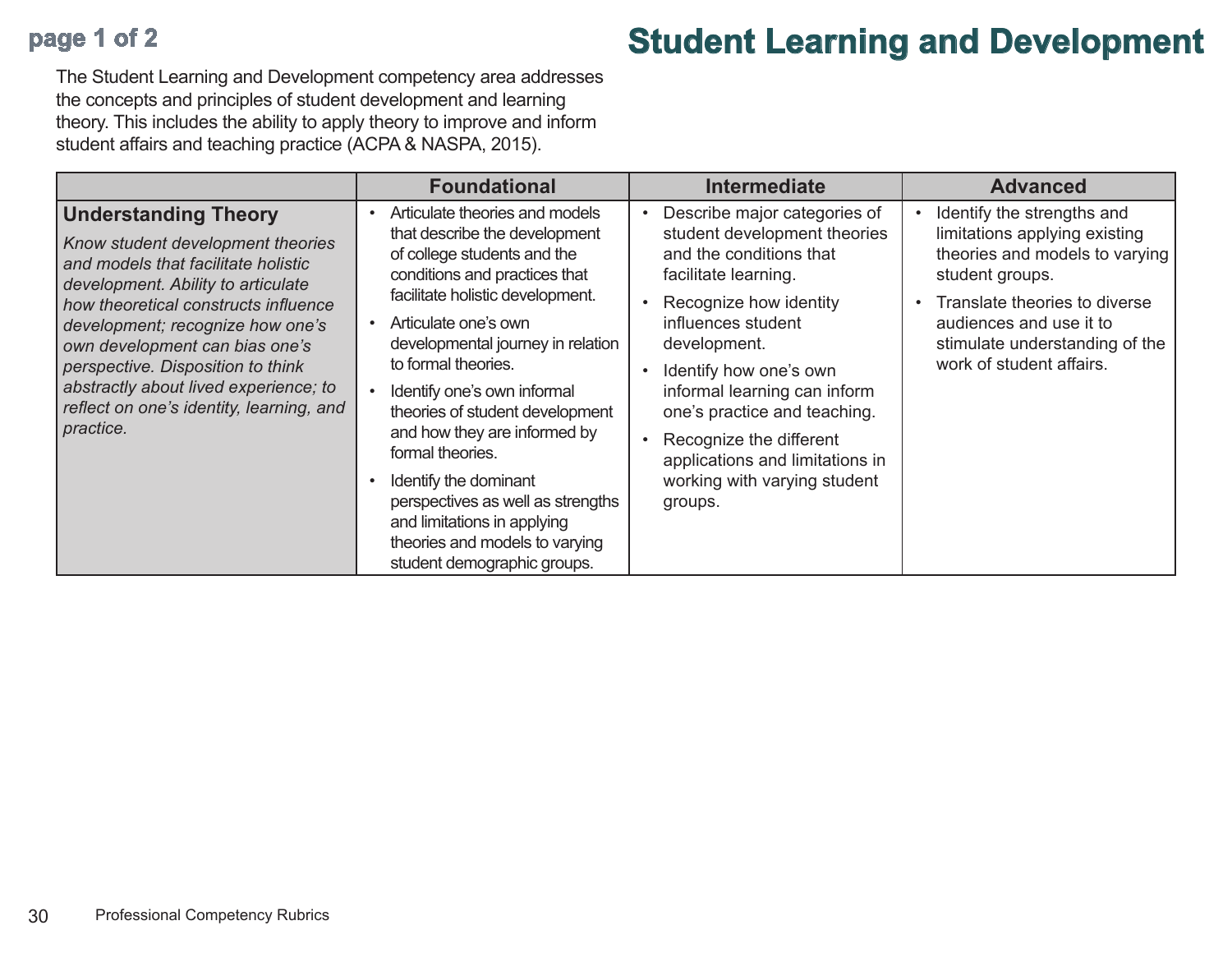# Student Learning and Development

The Student Learning and Development competency area addresses the concepts and principles of student development and learning theory. This includes the ability to apply theory to improve and inform student affairs and teaching practice (ACPA & NASPA, 2015).

| | Foundational | Intermediate | Advanced |
|---|---|---|---|
| **Understanding Theory**<br>*Know student development theories and models that facilitate holistic development. Ability to articulate how theoretical constructs influence development; recognize how one's own development can bias one's perspective. Disposition to think abstractly about lived experience; to reflect on one's identity, learning, and practice.* | • Articulate theories and models that describe the development of college students and the conditions and practices that facilitate holistic development.<br>• Articulate one's own developmental journey in relation to formal theories.<br>• Identify one's own informal theories of student development and how they are informed by formal theories.<br>• Identify the dominant perspectives as well as strengths and limitations in applying theories and models to varying student demographic groups. | • Describe major categories of student development theories and the conditions that facilitate learning.<br>• Recognize how identity influences student development.<br>• Identify how one's own informal learning can inform one's practice and teaching.<br>• Recognize the different applications and limitations in working with varying student groups. | • Identify the strengths and limitations applying existing theories and models to varying student groups.<br>• Translate theories to diverse audiences and use it to stimulate understanding of the work of student affairs. |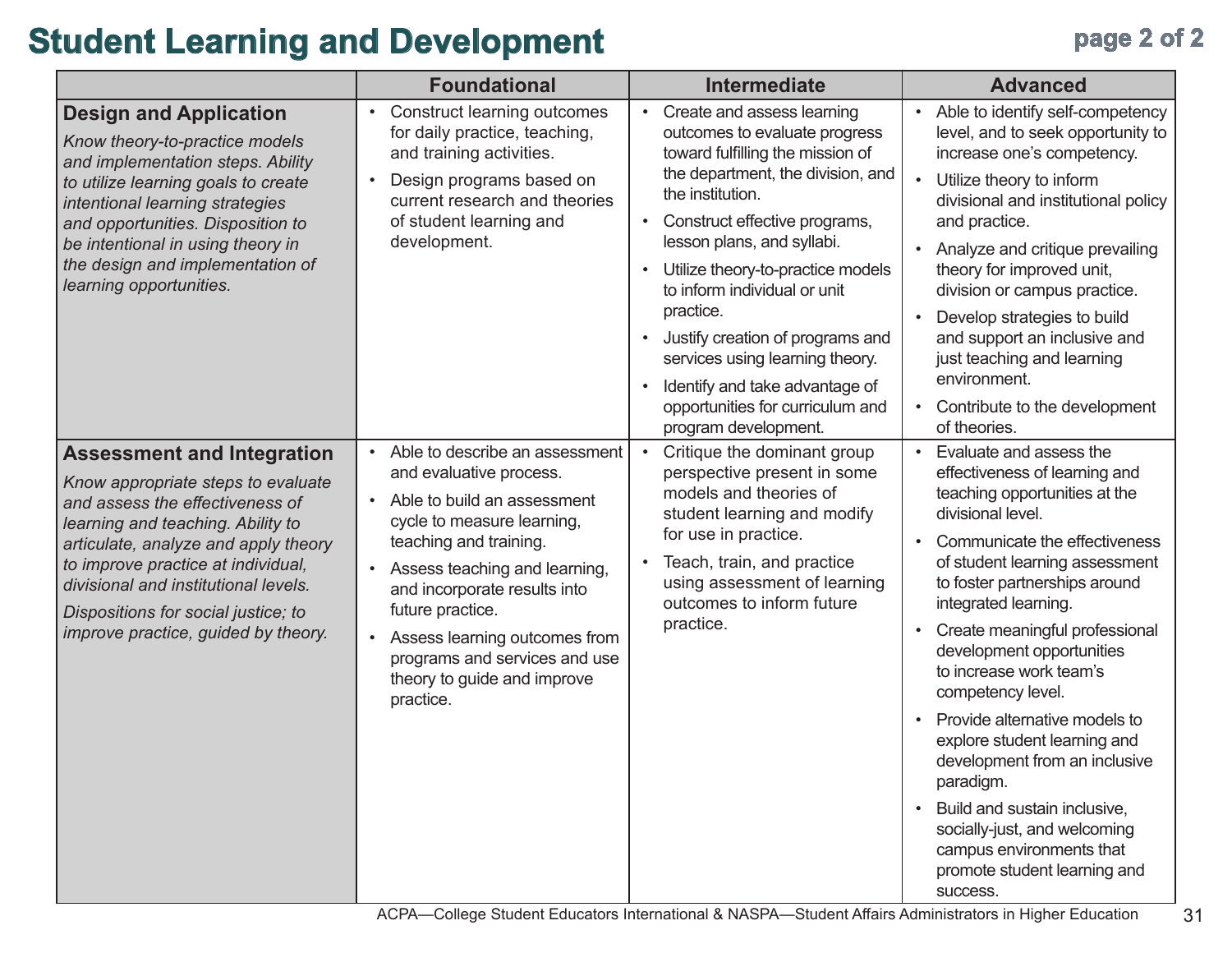# Student Learning and Development

| | Foundational | Intermediate | Advanced |
|---|---|---|---|
| **Design and Application**<br>*Know theory-to-practice models and implementation steps. Ability to utilize learning goals to create intentional learning strategies and opportunities. Disposition to be intentional in using theory in the design and implementation of learning opportunities.* | • Construct learning outcomes for daily practice, teaching, and training activities.<br>• Design programs based on current research and theories of student learning and development. | • Create and assess learning outcomes to evaluate progress toward fulfilling the mission of the department, the division, and the institution.<br>• Construct effective programs, lesson plans, and syllabi.<br>• Utilize theory-to-practice models to inform individual or unit practice.<br>• Justify creation of programs and services using learning theory.<br>• Identify and take advantage of opportunities for curriculum and program development. | • Able to identify self-competency level, and to seek opportunity to increase one's competency.<br>• Utilize theory to inform divisional and institutional policy and practice.<br>• Analyze and critique prevailing theory for improved unit, division or campus practice.<br>• Develop strategies to build and support an inclusive and just teaching and learning environment.<br>• Contribute to the development of theories. |
| **Assessment and Integration**<br>*Know appropriate steps to evaluate and assess the effectiveness of learning and teaching. Ability to articulate, analyze and apply theory to improve practice at individual, divisional and institutional levels.*<br>*Dispositions for social justice; to improve practice, guided by theory.* | • Able to describe an assessment and evaluative process.<br>• Able to build an assessment cycle to measure learning, teaching and training.<br>• Assess teaching and learning, and incorporate results into future practice.<br>• Assess learning outcomes from programs and services and use theory to guide and improve practice. | • Critique the dominant group perspective present in some models and theories of student learning and modify for use in practice.<br>• Teach, train, and practice using assessment of learning outcomes to inform future practice. | • Evaluate and assess the effectiveness of learning and teaching opportunities at the divisional level.<br>• Communicate the effectiveness of student learning assessment to foster partnerships around integrated learning.<br>• Create meaningful professional development opportunities to increase work team's competency level.<br>• Provide alternative models to explore student learning and development from an inclusive paradigm.<br>• Build and sustain inclusive, socially-just, and welcoming campus environments that promote student learning and success. |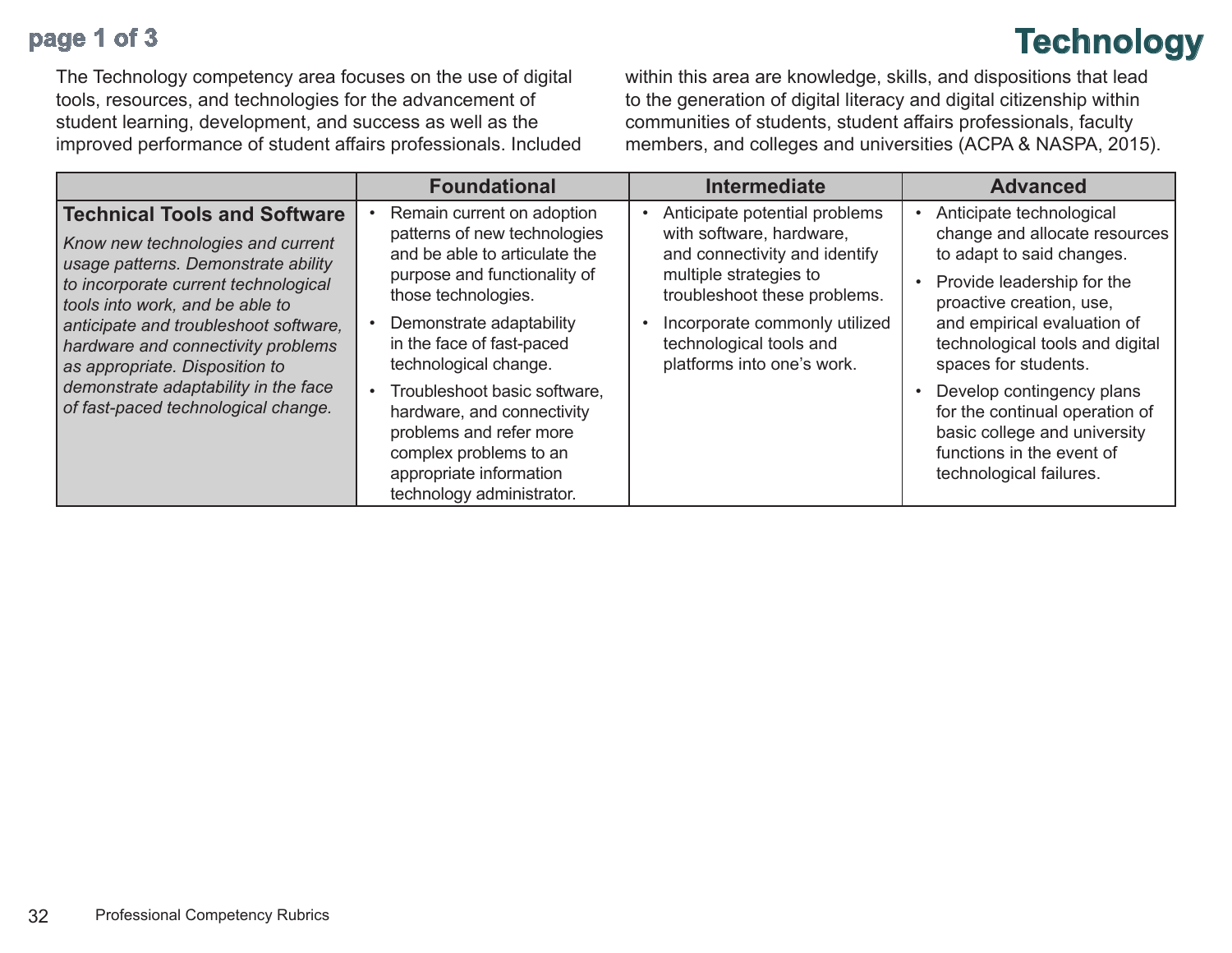# Technology

The Technology competency area focuses on the use of digital tools, resources, and technologies for the advancement of student learning, development, and success as well as the improved performance of student affairs professionals. Included within this area are knowledge, skills, and dispositions that lead to the generation of digital literacy and digital citizenship within communities of students, student affairs professionals, faculty members, and colleges and universities (ACPA & NASPA, 2015).

| | Foundational | Intermediate | Advanced |
|---|---|---|---|
| **Technical Tools and Software**<br>*Know new technologies and current usage patterns. Demonstrate ability to incorporate current technological tools into work, and be able to anticipate and troubleshoot software, hardware and connectivity problems as appropriate. Disposition to demonstrate adaptability in the face of fast-paced technological change.* | • Remain current on adoption patterns of new technologies and be able to articulate the purpose and functionality of those technologies.<br>• Demonstrate adaptability in the face of fast-paced technological change.<br>• Troubleshoot basic software, hardware, and connectivity problems and refer more complex problems to an appropriate information technology administrator. | • Anticipate potential problems with software, hardware, and connectivity and identify multiple strategies to troubleshoot these problems.<br>• Incorporate commonly utilized technological tools and platforms into one's work. | • Anticipate technological change and allocate resources to adapt to said changes.<br>• Provide leadership for the proactive creation, use, and empirical evaluation of technological tools and digital spaces for students.<br>• Develop contingency plans for the continual operation of basic college and university functions in the event of technological failures. |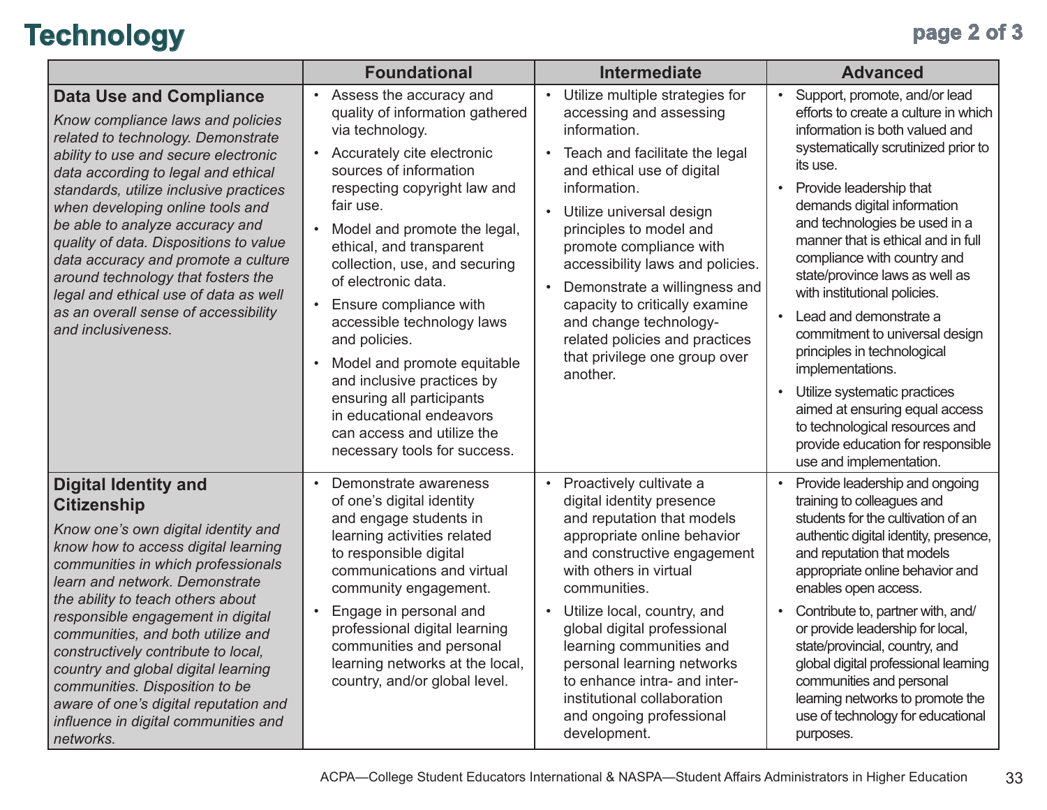# Technology

| | Foundational | Intermediate | Advanced |
|---|---|---|---|
| **Data Use and Compliance**<br>*Know compliance laws and policies related to technology. Demonstrate ability to use and secure electronic data according to legal and ethical standards, utilize inclusive practices when developing online tools and be able to analyze accuracy and quality of data. Dispositions to value data accuracy and promote a culture around technology that fosters the legal and ethical use of data as well as an overall sense of accessibility and inclusiveness.* | • Assess the accuracy and quality of information gathered via technology.<br>• Accurately cite electronic sources of information respecting copyright law and fair use.<br>• Model and promote the legal, ethical, and transparent collection, use, and securing of electronic data.<br>• Ensure compliance with accessible technology laws and policies.<br>• Model and promote equitable and inclusive practices by ensuring all participants in educational endeavors can access and utilize the necessary tools for success. | • Utilize multiple strategies for accessing and assessing information.<br>• Teach and facilitate the legal and ethical use of digital information.<br>• Utilize universal design principles to model and promote compliance with accessibility laws and policies.<br>• Demonstrate a willingness and capacity to critically examine and change technology-related policies and practices that privilege one group over another. | • Support, promote, and/or lead efforts to create a culture in which information is both valued and systematically scrutinized prior to its use.<br>• Provide leadership that demands digital information and technologies be used in a manner that is ethical and in full compliance with country and state/province laws as well as with institutional policies.<br>• Lead and demonstrate a commitment to universal design principles in technological implementations.<br>• Utilize systematic practices aimed at ensuring equal access to technological resources and provide education for responsible use and implementation. |
| **Digital Identity and Citizenship**<br>*Know one's own digital identity and know how to access digital learning communities in which professionals learn and network. Demonstrate the ability to teach others about responsible engagement in digital communities, and both utilize and constructively contribute to local, country and global digital learning communities. Disposition to be aware of one's digital reputation and influence in digital communities and networks.* | • Demonstrate awareness of one's digital identity and engage students in learning activities related to responsible digital communications and virtual community engagement.<br>• Engage in personal and professional digital learning communities and personal learning networks at the local, country, and/or global level. | • Proactively cultivate a digital identity presence and reputation that models appropriate online behavior and constructive engagement with others in virtual communities.<br>• Utilize local, country, and global digital professional learning communities and personal learning networks to enhance intra- and inter-institutional collaboration and ongoing professional development. | • Provide leadership and ongoing training to colleagues and students for the cultivation of an authentic digital identity, presence, and reputation that models appropriate online behavior and enables open access.<br>• Contribute to, partner with, and/or provide leadership for local, state/provincial, country, and global digital professional learning communities and personal learning networks to promote the use of technology for educational purposes. |

ACPA—College Student Educators International & NASPA—Student Affairs Administrators in Higher Education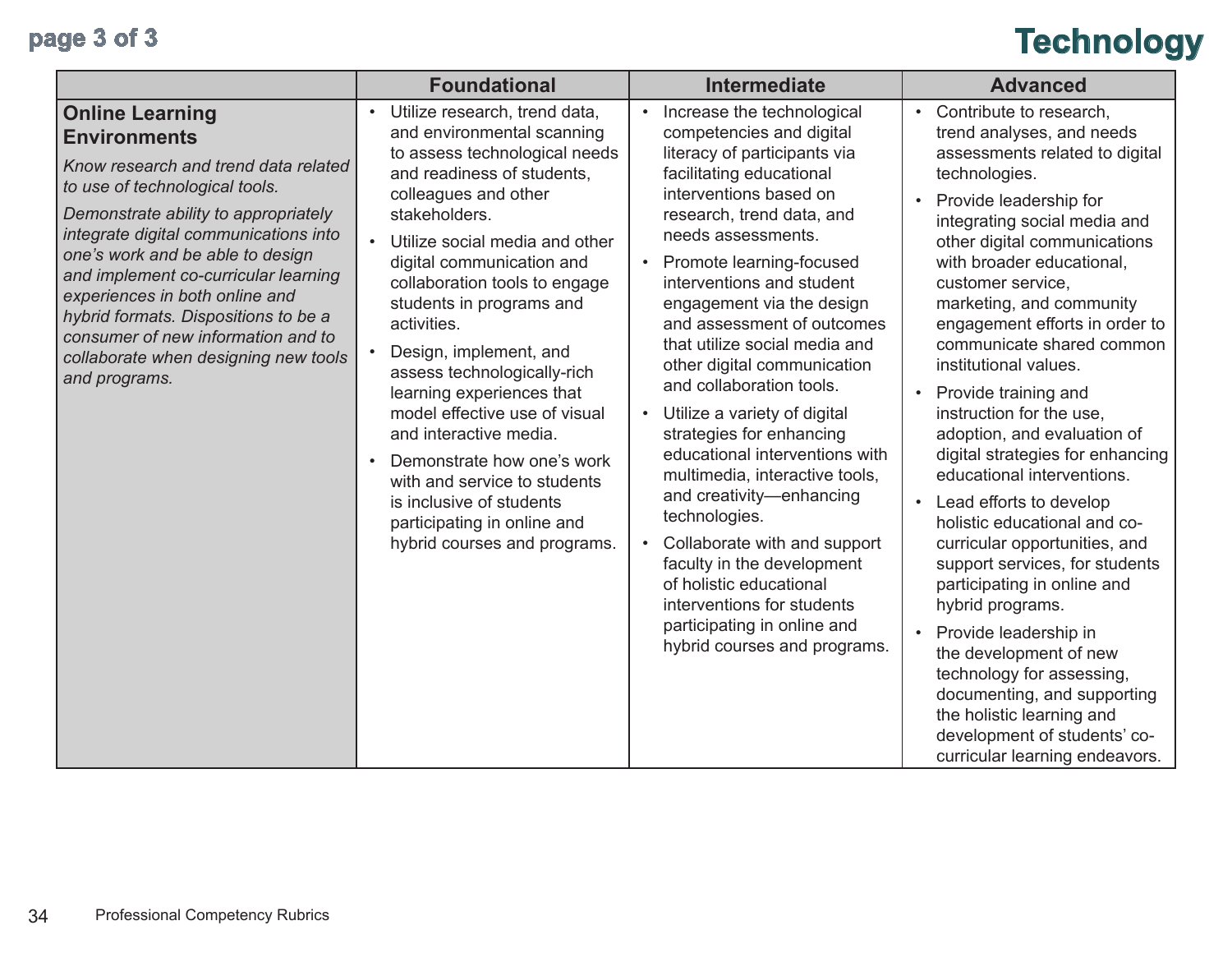# Technology

| | Foundational | Intermediate | Advanced |
|---|---|---|---|
| **Online Learning Environments**<br><br>*Know research and trend data related to use of technological tools.*<br><br>*Demonstrate ability to appropriately integrate digital communications into one's work and be able to design and implement co-curricular learning experiences in both online and hybrid formats. Dispositions to be a consumer of new information and to collaborate when designing new tools and programs.* | • Utilize research, trend data, and environmental scanning to assess technological needs and readiness of students, colleagues and other stakeholders.<br>• Utilize social media and other digital communication and collaboration tools to engage students in programs and activities.<br>• Design, implement, and assess technologically-rich learning experiences that model effective use of visual and interactive media.<br>• Demonstrate how one's work with and service to students is inclusive of students participating in online and hybrid courses and programs. | • Increase the technological competencies and digital literacy of participants via facilitating educational interventions based on research, trend data, and needs assessments.<br>• Promote learning-focused interventions and student engagement via the design and assessment of outcomes that utilize social media and other digital communication and collaboration tools.<br>• Utilize a variety of digital strategies for enhancing educational interventions with multimedia, interactive tools, and creativity—enhancing technologies.<br>• Collaborate with and support faculty in the development of holistic educational interventions for students participating in online and hybrid courses and programs. | • Contribute to research, trend analyses, and needs assessments related to digital technologies.<br>• Provide leadership for integrating social media and other digital communications with broader educational, customer service, marketing, and community engagement efforts in order to communicate shared common institutional values.<br>• Provide training and instruction for the use, adoption, and evaluation of digital strategies for enhancing educational interventions.<br>• Lead efforts to develop holistic educational and co-curricular opportunities, and support services, for students participating in online and hybrid programs.<br>• Provide leadership in the development of new technology for assessing, documenting, and supporting the holistic learning and development of students' co-curricular learning endeavors. |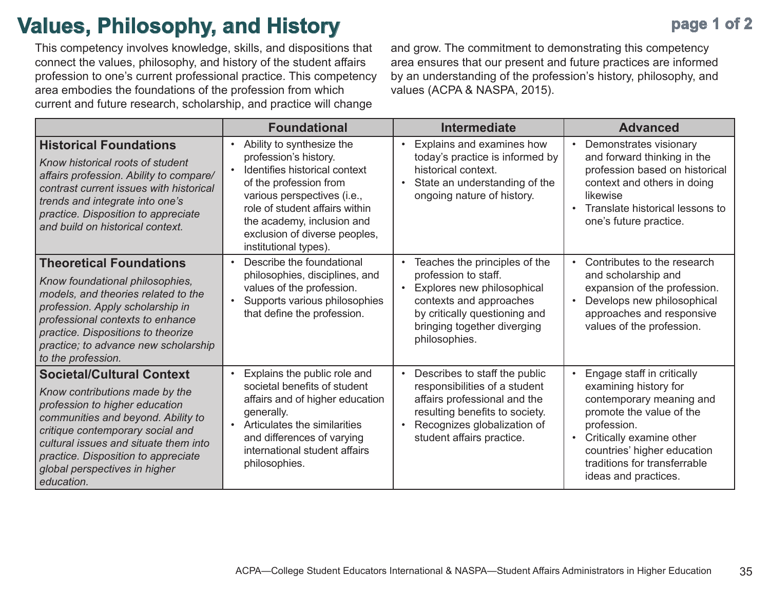# Values, Philosophy, and History

This competency involves knowledge, skills, and dispositions that connect the values, philosophy, and history of the student affairs profession to one's current professional practice. This competency area embodies the foundations of the profession from which current and future research, scholarship, and practice will change and grow. The commitment to demonstrating this competency area ensures that our present and future practices are informed by an understanding of the profession's history, philosophy, and values (ACPA & NASPA, 2015).

| | Foundational | Intermediate | Advanced |
|---|---|---|---|
| **Historical Foundations**<br>*Know historical roots of student affairs profession. Ability to compare/contrast current issues with historical trends and integrate into one's practice. Disposition to appreciate and build on historical context.* | • Ability to synthesize the profession's history.<br>• Identifies historical context of the profession from various perspectives (i.e., role of student affairs within the academy, inclusion and exclusion of diverse peoples, institutional types). | • Explains and examines how today's practice is informed by historical context.<br>• State an understanding of the ongoing nature of history. | • Demonstrates visionary and forward thinking in the profession based on historical context and others in doing likewise<br>• Translate historical lessons to one's future practice. |
| **Theoretical Foundations**<br>*Know foundational philosophies, models, and theories related to the profession. Apply scholarship in professional contexts to enhance practice. Dispositions to theorize practice; to advance new scholarship to the profession.* | • Describe the foundational philosophies, disciplines, and values of the profession.<br>• Supports various philosophies that define the profession. | • Teaches the principles of the profession to staff.<br>• Explores new philosophical contexts and approaches by critically questioning and bringing together diverging philosophies. | • Contributes to the research and scholarship and expansion of the profession.<br>• Develops new philosophical approaches and responsive values of the profession. |
| **Societal/Cultural Context**<br>*Know contributions made by the profession to higher education communities and beyond. Ability to critique contemporary social and cultural issues and situate them into practice. Disposition to appreciate global perspectives in higher education.* | • Explains the public role and societal benefits of student affairs and of higher education generally.<br>• Articulates the similarities and differences of varying international student affairs philosophies. | • Describes to staff the public responsibilities of a student affairs professional and the resulting benefits to society.<br>• Recognizes globalization of student affairs practice. | • Engage staff in critically examining history for contemporary meaning and promote the value of the profession.<br>• Critically examine other countries' higher education traditions for transferrable ideas and practices. |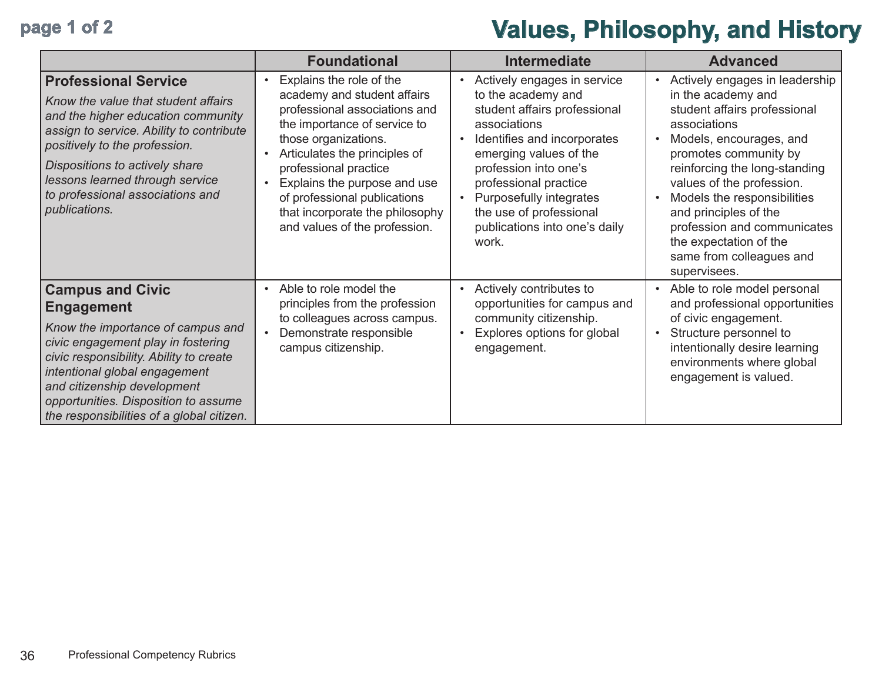# Values, Philosophy, and History

| | Foundational | Intermediate | Advanced |
|---|---|---|---|
| **Professional Service**<br>*Know the value that student affairs and the higher education community assign to service. Ability to contribute positively to the profession.*<br>*Dispositions to actively share lessons learned through service to professional associations and publications.* | • Explains the role of the academy and student affairs professional associations and the importance of service to those organizations.<br>• Articulates the principles of professional practice<br>• Explains the purpose and use of professional publications that incorporate the philosophy and values of the profession. | • Actively engages in service to the academy and student affairs professional associations<br>• Identifies and incorporates emerging values of the profession into one's professional practice<br>• Purposefully integrates the use of professional publications into one's daily work. | • Actively engages in leadership in the academy and student affairs professional associations<br>• Models, encourages, and promotes community by reinforcing the long-standing values of the profession.<br>• Models the responsibilities and principles of the profession and communicates the expectation of the same from colleagues and supervisees. |
| **Campus and Civic Engagement**<br>*Know the importance of campus and civic engagement play in fostering civic responsibility. Ability to create intentional global engagement and citizenship development opportunities. Disposition to assume the responsibilities of a global citizen.* | • Able to role model the principles from the profession to colleagues across campus.<br>• Demonstrate responsible campus citizenship. | • Actively contributes to opportunities for campus and community citizenship.<br>• Explores options for global engagement. | • Able to role model personal and professional opportunities of civic engagement.<br>• Structure personnel to intentionally desire learning environments where global engagement is valued. |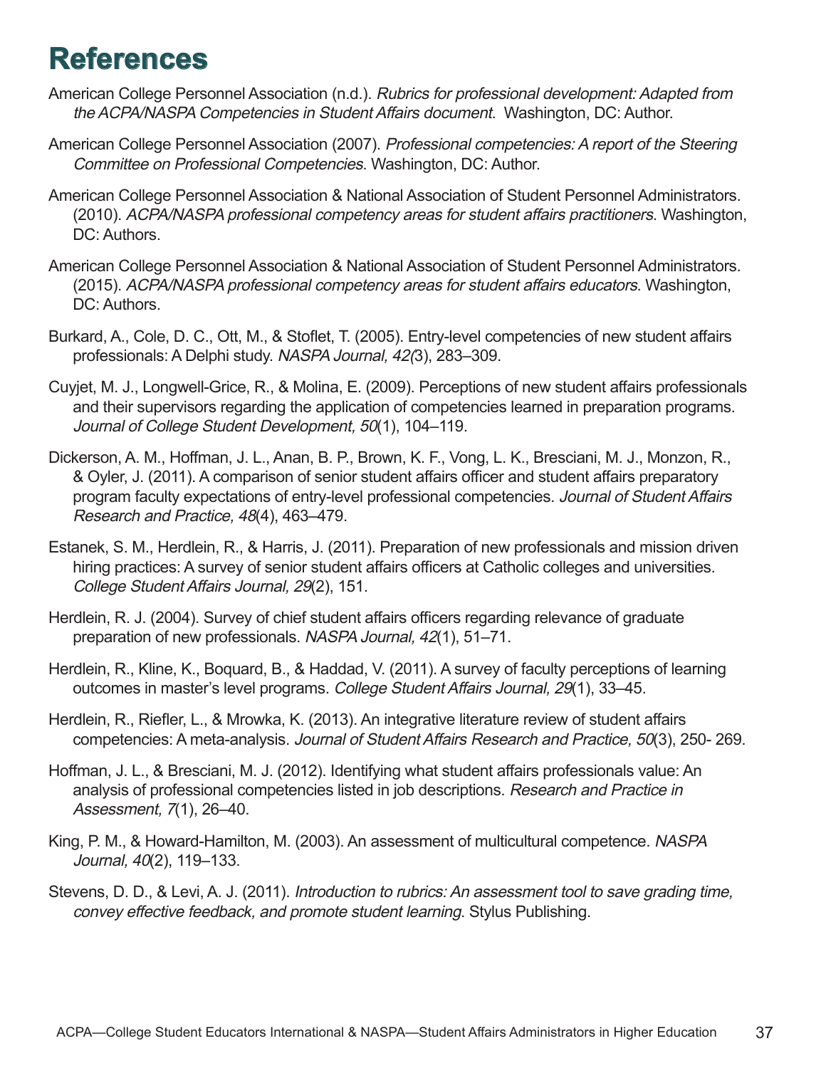# References

American College Personnel Association (n.d.). *Rubrics for professional development: Adapted from the ACPA/NASPA Competencies in Student Affairs document.* Washington, DC: Author.

American College Personnel Association (2007). *Professional competencies: A report of the Steering Committee on Professional Competencies*. Washington, DC: Author.

American College Personnel Association & National Association of Student Personnel Administrators. (2010). *ACPA/NASPA professional competency areas for student affairs practitioners*. Washington, DC: Authors.

American College Personnel Association & National Association of Student Personnel Administrators. (2015). *ACPA/NASPA professional competency areas for student affairs educators*. Washington, DC: Authors.

Burkard, A., Cole, D. C., Ott, M., & Stoflet, T. (2005). Entry-level competencies of new student affairs professionals: A Delphi study. *NASPA Journal, 42(*3), 283–309.

Cuyjet, M. J., Longwell-Grice, R., & Molina, E. (2009). Perceptions of new student affairs professionals and their supervisors regarding the application of competencies learned in preparation programs. *Journal of College Student Development, 50*(1), 104–119.

Dickerson, A. M., Hoffman, J. L., Anan, B. P., Brown, K. F., Vong, L. K., Bresciani, M. J., Monzon, R., & Oyler, J. (2011). A comparison of senior student affairs officer and student affairs preparatory program faculty expectations of entry-level professional competencies. *Journal of Student Affairs Research and Practice, 48*(4), 463–479.

Estanek, S. M., Herdlein, R., & Harris, J. (2011). Preparation of new professionals and mission driven hiring practices: A survey of senior student affairs officers at Catholic colleges and universities. *College Student Affairs Journal, 29*(2), 151.

Herdlein, R. J. (2004). Survey of chief student affairs officers regarding relevance of graduate preparation of new professionals. *NASPA Journal, 42*(1), 51–71.

Herdlein, R., Kline, K., Boquard, B., & Haddad, V. (2011). A survey of faculty perceptions of learning outcomes in master's level programs. *College Student Affairs Journal, 29*(1), 33–45.

Herdlein, R., Riefler, L., & Mrowka, K. (2013). An integrative literature review of student affairs competencies: A meta-analysis. *Journal of Student Affairs Research and Practice, 50*(3), 250- 269.

Hoffman, J. L., & Bresciani, M. J. (2012). Identifying what student affairs professionals value: An analysis of professional competencies listed in job descriptions. *Research and Practice in Assessment, 7*(1), 26–40.

King, P. M., & Howard-Hamilton, M. (2003). An assessment of multicultural competence. *NASPA Journal, 40*(2), 119–133.

Stevens, D. D., & Levi, A. J. (2011). *Introduction to rubrics: An assessment tool to save grading time, convey effective feedback, and promote student learning*. Stylus Publishing.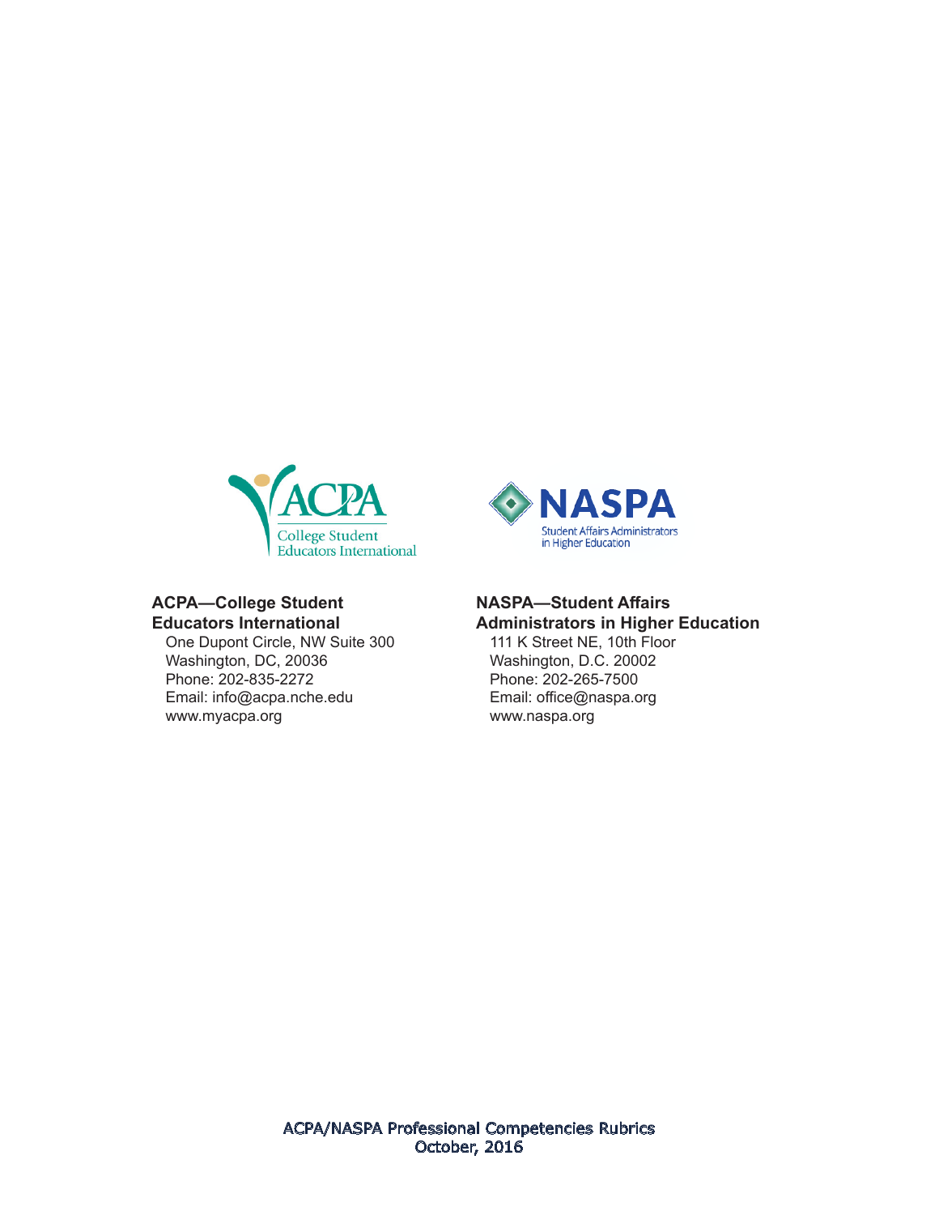ACPA
College Student
Educators International

NASPA
Student Affairs Administrators
in Higher Education

**ACPA—College Student Educators International**
One Dupont Circle, NW Suite 300
Washington, DC, 20036
Phone: 202-835-2272
Email: info@acpa.nche.edu
www.myacpa.org

**NASPA—Student Affairs Administrators in Higher Education**
111 K Street NE, 10th Floor
Washington, D.C. 20002
Phone: 202-265-7500
Email: office@naspa.org
www.naspa.org

ACPA/NASPA Professional Competencies Rubrics
October, 2016